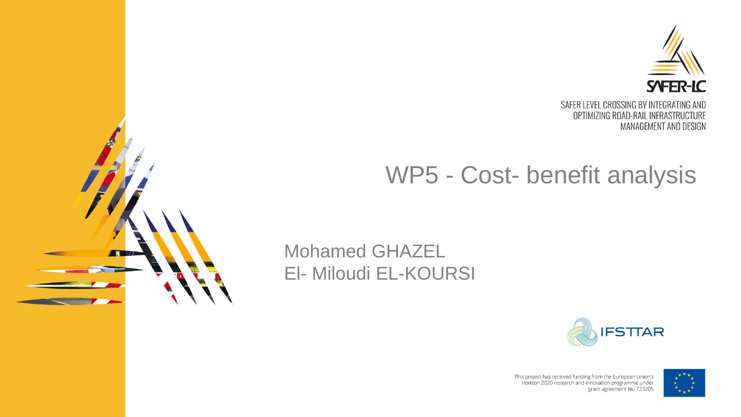SAFER-LC

SAFER LEVEL CROSSING BY INTEGRATING AND OPTIMIZING ROAD-RAIL INFRASTRUCTURE MANAGEMENT AND DESIGN

# WP5 - Cost- benefit analysis

Mohamed GHAZEL
El- Miloudi EL-KOURSI

IFSTTAR

This project has received funding from the European Union's Horizon 2020 research and innovation programme under grant agreement No 723205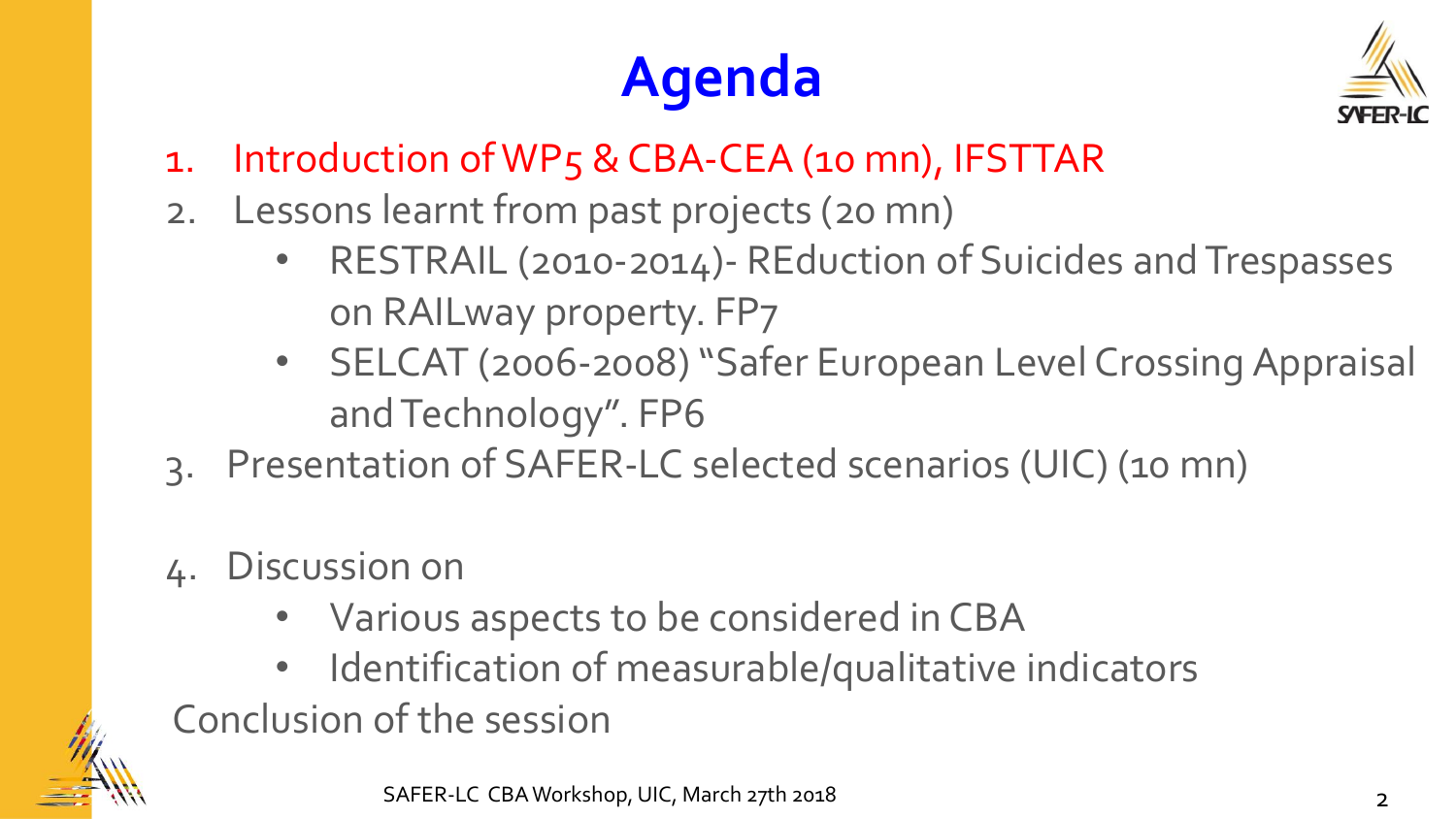# Agenda

1. Introduction of WP5 & CBA-CEA (10 mn), IFSTTAR
2. Lessons learnt from past projects (20 mn)
   - RESTRAIL (2010-2014)- REduction of Suicides and Trespasses on RAILway property. FP7
   - SELCAT (2006-2008) "Safer European Level Crossing Appraisal and Technology". FP6
3. Presentation of SAFER-LC selected scenarios (UIC) (10 mn)
4. Discussion on
   - Various aspects to be considered in CBA
   - Identification of measurable/qualitative indicators

Conclusion of the session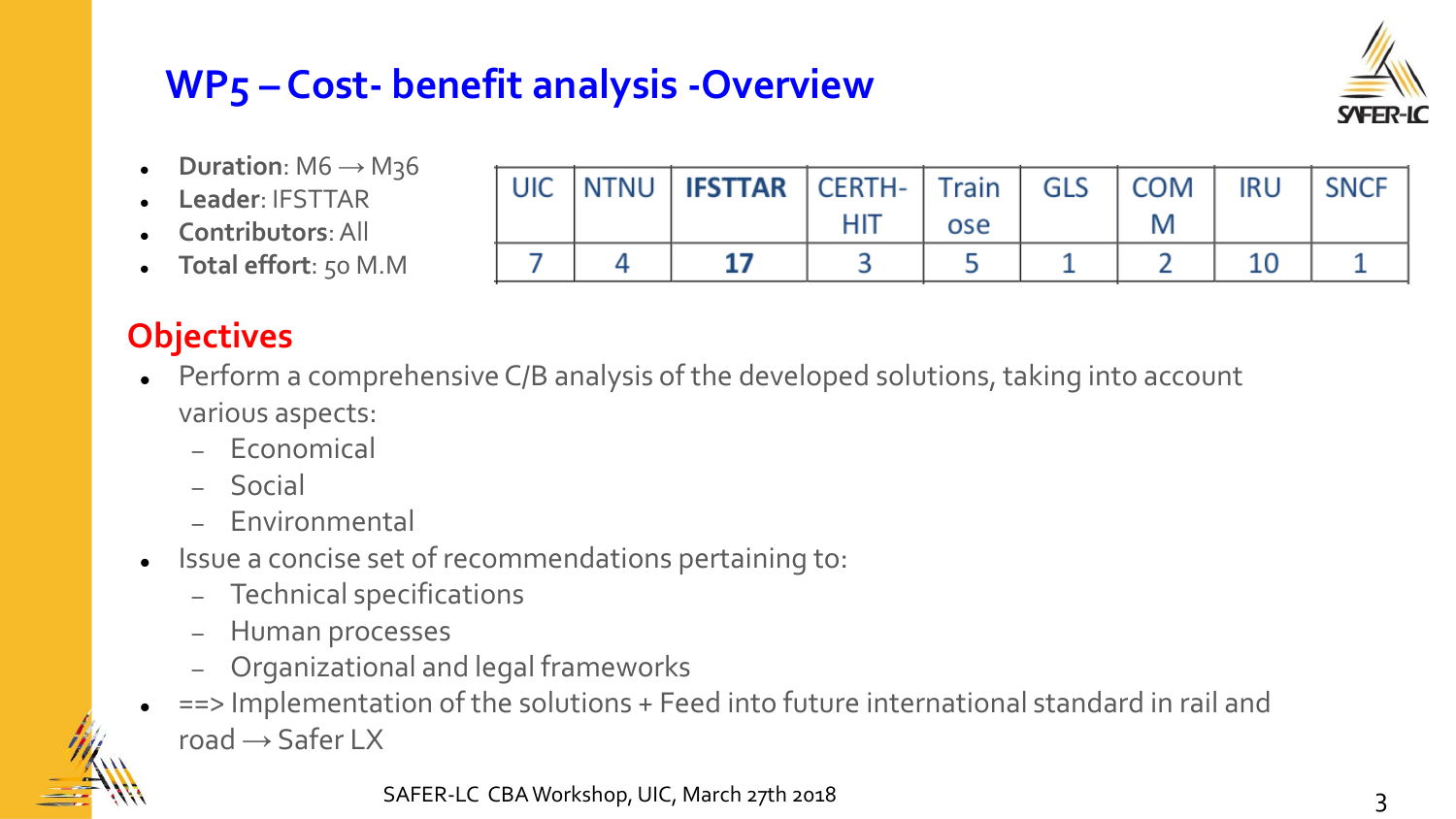# WP5 – Cost- benefit analysis -Overview

- **Duration**: M6 → M36
- **Leader**: IFSTTAR
- **Contributors**: All
- **Total effort**: 50 M.M

| UIC | NTNU | **IFSTTAR** | CERTH-HIT | Trainose | GLS | COMM | IRU | SNCF |
|---|---|---|---|---|---|---|---|---|
| 7 | 4 | **17** | 3 | 5 | 1 | 2 | 10 | 1 |

## Objectives

- Perform a comprehensive C/B analysis of the developed solutions, taking into account various aspects:
  - Economical
  - Social
  - Environmental
- Issue a concise set of recommendations pertaining to:
  - Technical specifications
  - Human processes
  - Organizational and legal frameworks
- ==> Implementation of the solutions + Feed into future international standard in rail and road → Safer LX

SAFER-LC CBA Workshop, UIC, March 27th 2018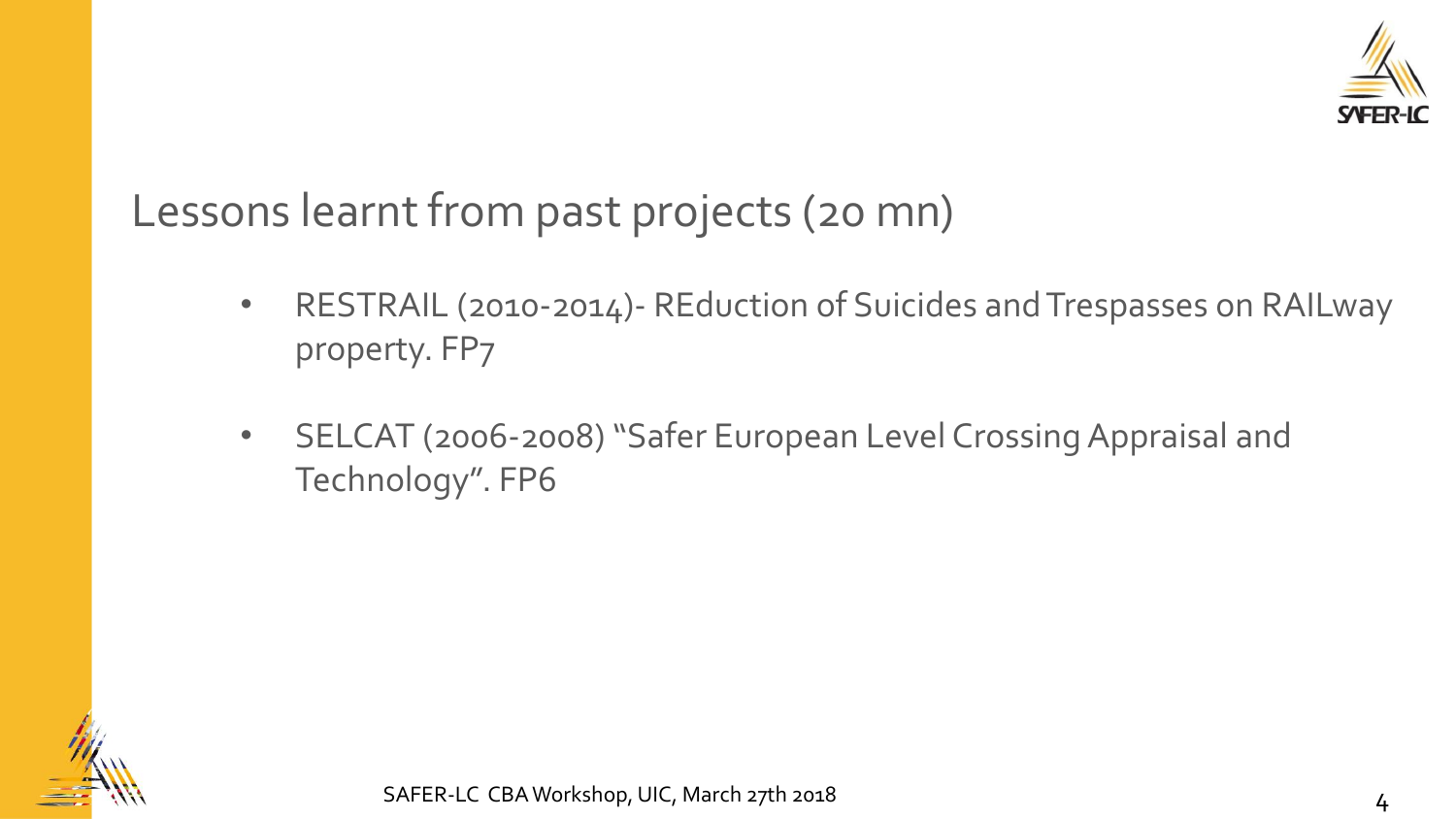# Lessons learnt from past projects (20 mn)

- RESTRAIL (2010-2014)- REduction of Suicides and Trespasses on RAILway property. FP7
- SELCAT (2006-2008) "Safer European Level Crossing Appraisal and Technology". FP6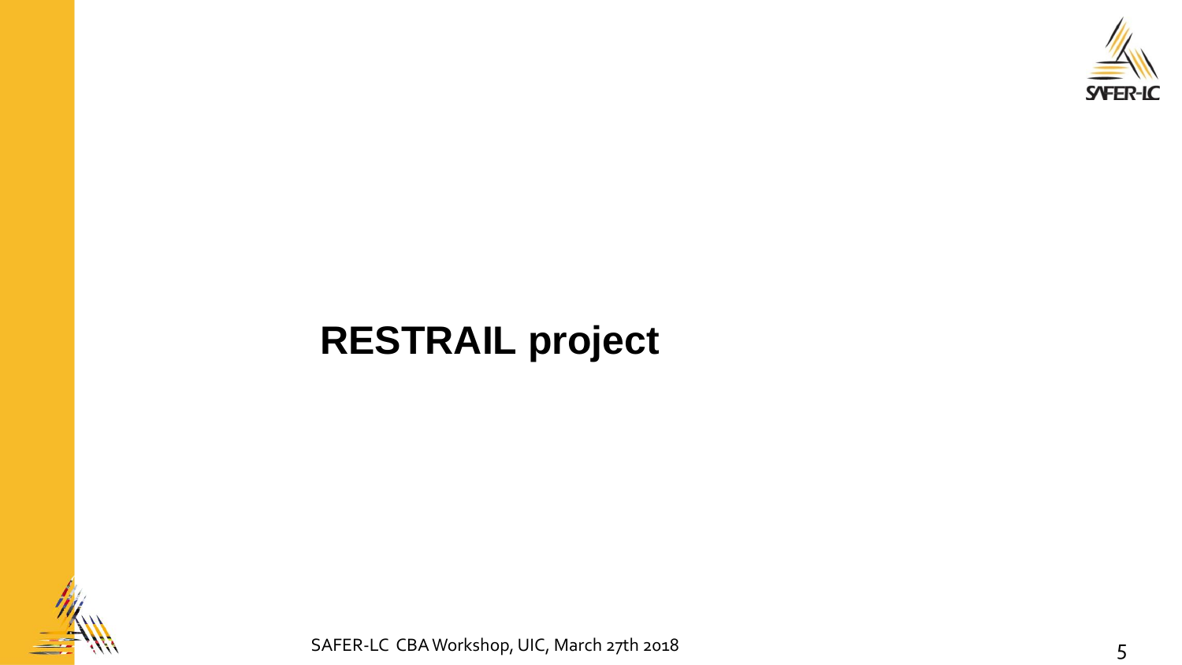# RESTRAIL project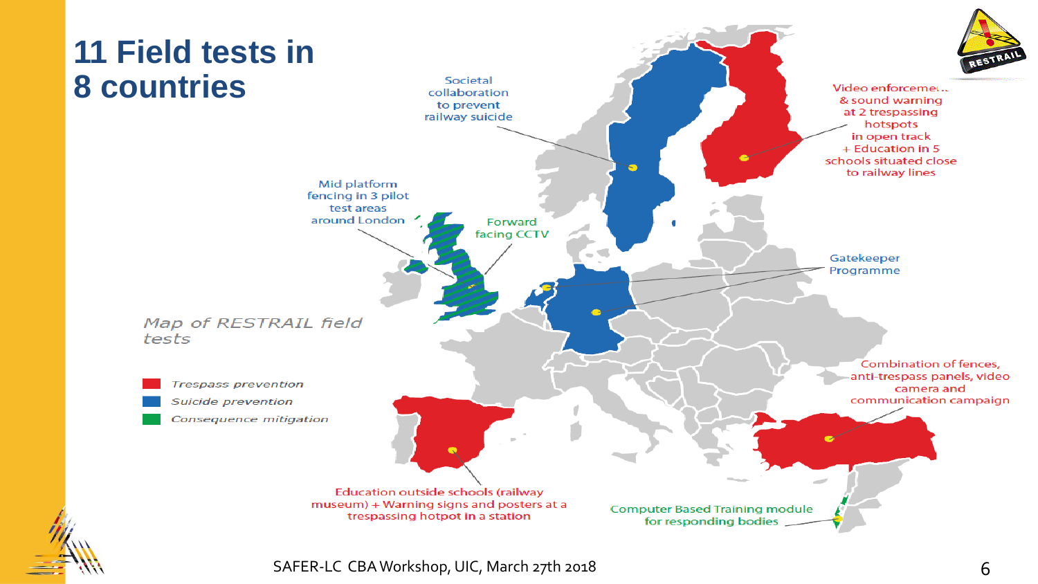# 11 Field tests in 8 countries

*Map of RESTRAIL field tests*

- *Trespass prevention*
- *Suicide prevention*
- *Consequence mitigation*

Societal collaboration to prevent railway suicide

Video enforceme... & sound warning at 2 trespassing hotspots in open track + Education in 5 schools situated close to railway lines

Mid platform fencing in 3 pilot test areas around London

Forward facing CCTV

Gatekeeper Programme

Combination of fences, anti-trespass panels, video camera and communication campaign

Education outside schools (railway museum) + Warning signs and posters at a trespassing hotpot in a station

Computer Based Training module for responding bodies

SAFER-LC CBA Workshop, UIC, March 27th 2018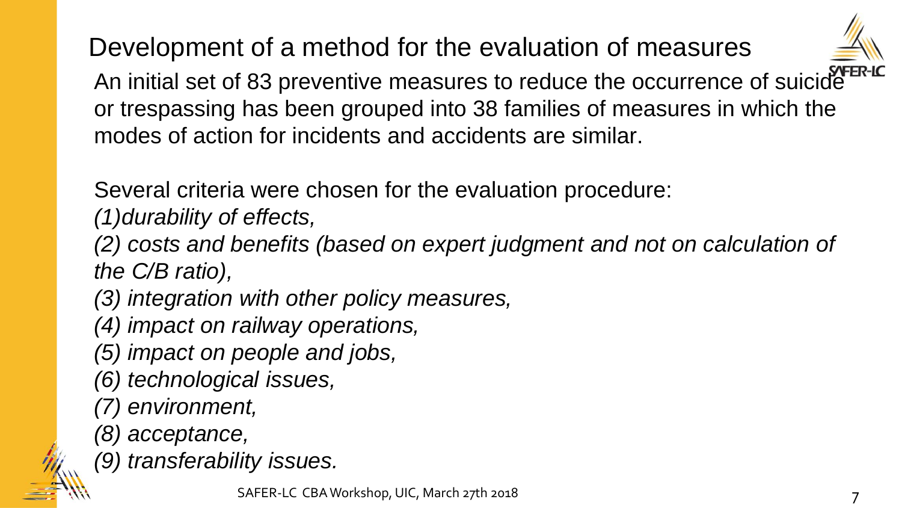# Development of a method for the evaluation of measures

An initial set of 83 preventive measures to reduce the occurrence of suicide or trespassing has been grouped into 38 families of measures in which the modes of action for incidents and accidents are similar.

Several criteria were chosen for the evaluation procedure:

*(1)durability of effects,*

*(2) costs and benefits (based on expert judgment and not on calculation of the C/B ratio),*

*(3) integration with other policy measures,*

*(4) impact on railway operations,*

*(5) impact on people and jobs,*

*(6) technological issues,*

*(7) environment,*

*(8) acceptance,*

*(9) transferability issues.*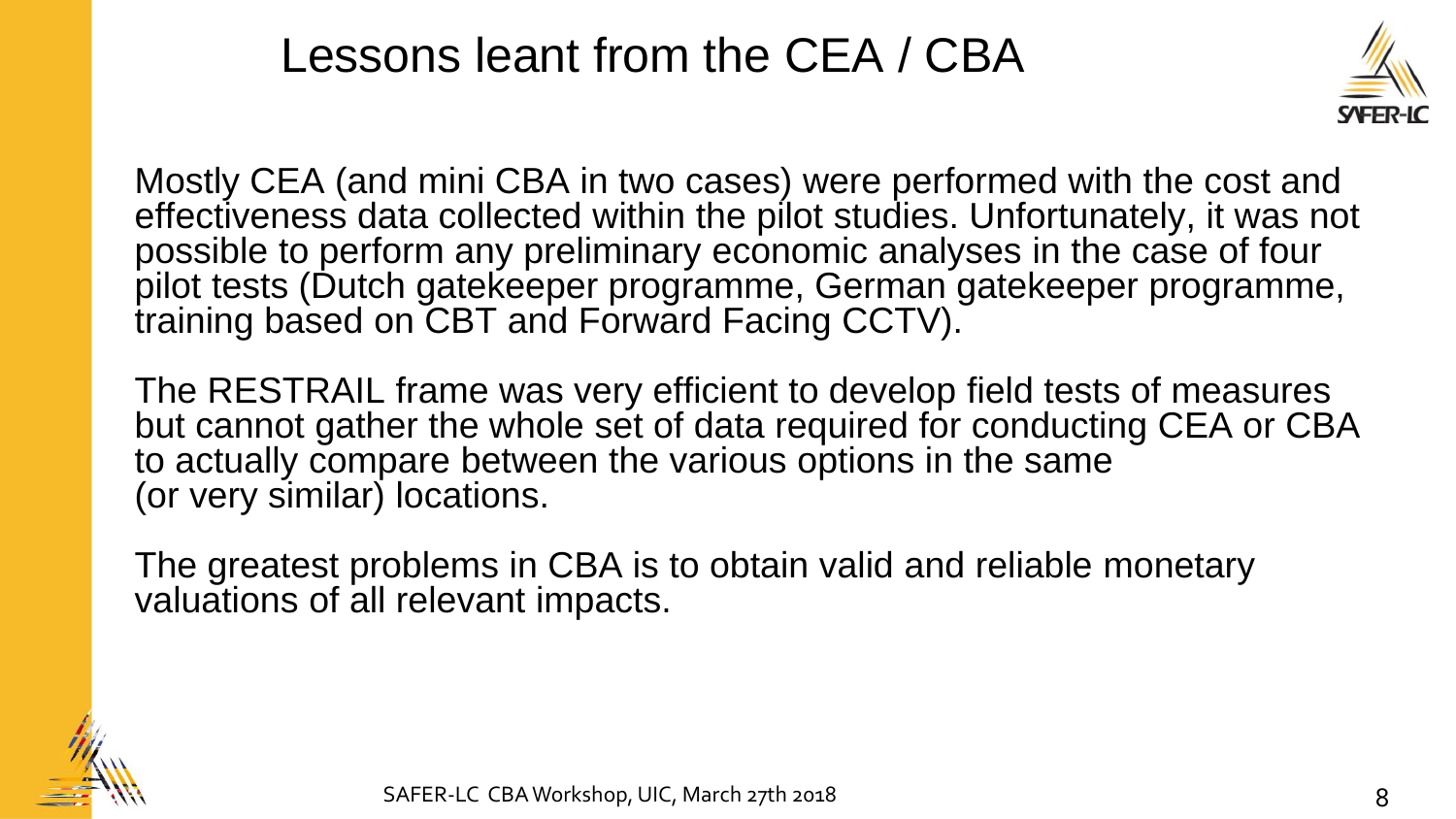# Lessons leant from the CEA / CBA

Mostly CEA (and mini CBA in two cases) were performed with the cost and effectiveness data collected within the pilot studies. Unfortunately, it was not possible to perform any preliminary economic analyses in the case of four pilot tests (Dutch gatekeeper programme, German gatekeeper programme, training based on CBT and Forward Facing CCTV).

The RESTRAIL frame was very efficient to develop field tests of measures but cannot gather the whole set of data required for conducting CEA or CBA to actually compare between the various options in the same (or very similar) locations.

The greatest problems in CBA is to obtain valid and reliable monetary valuations of all relevant impacts.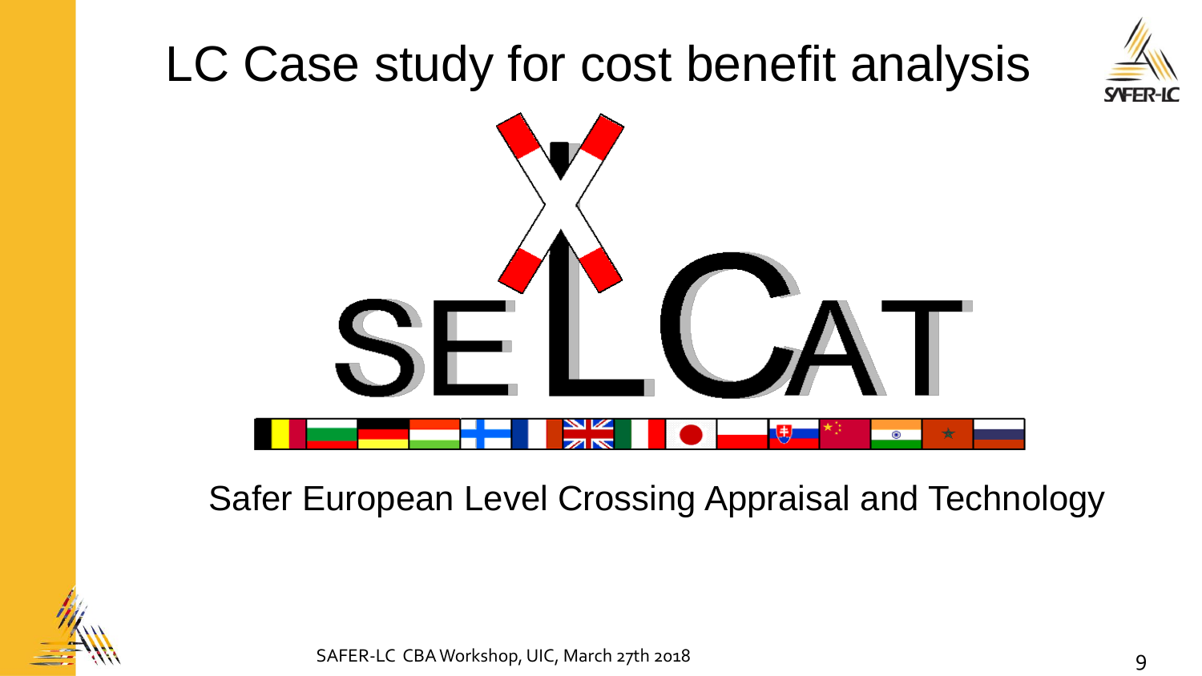# LC Case study for cost benefit analysis

SELCAT

Safer European Level Crossing Appraisal and Technology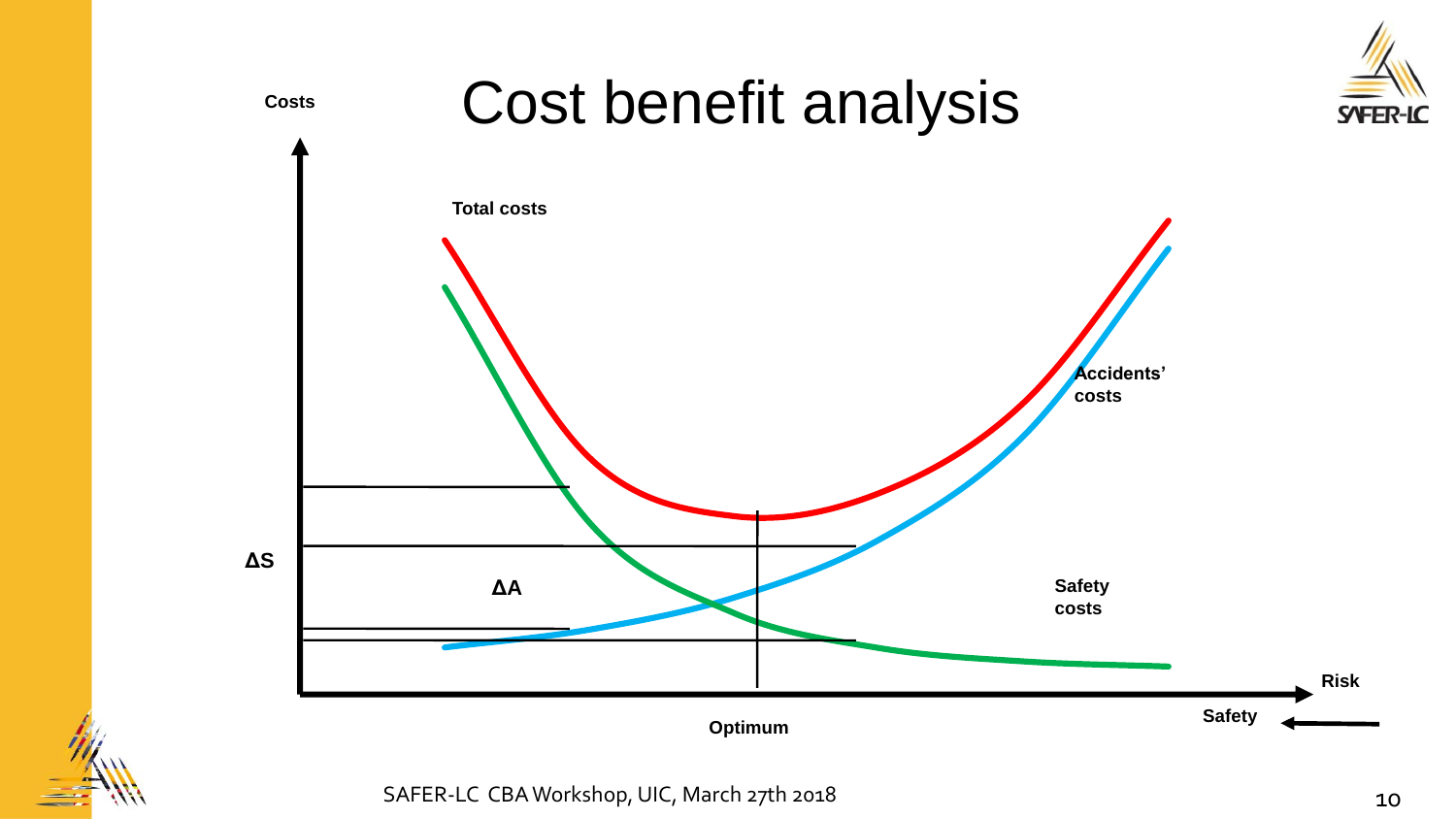# Cost benefit analysis

Costs

Total costs

Accidents' costs

ΔS

ΔA

Safety costs

Risk

Safety

Optimum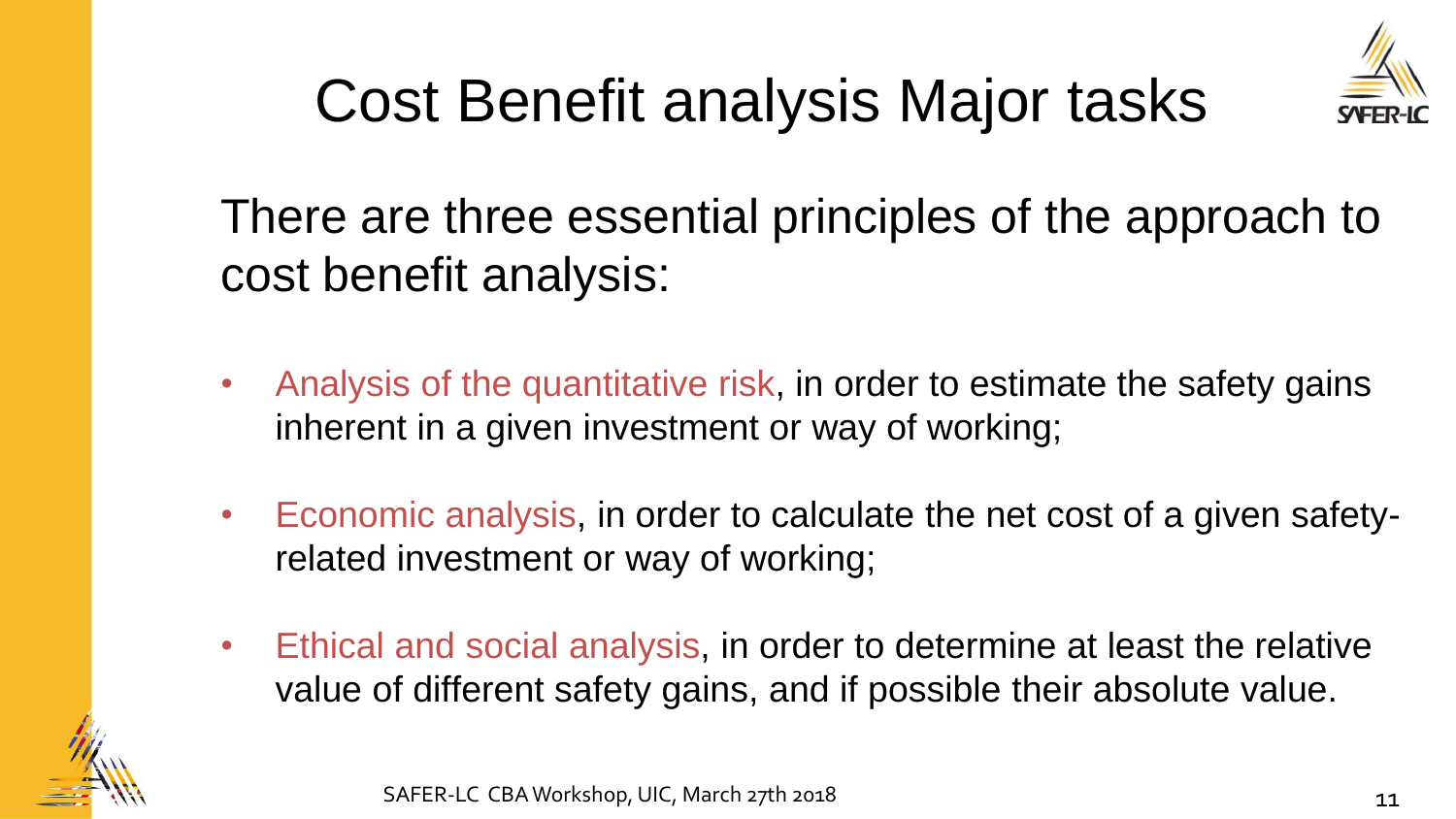# Cost Benefit analysis Major tasks

There are three essential principles of the approach to cost benefit analysis:

- Analysis of the quantitative risk, in order to estimate the safety gains inherent in a given investment or way of working;
- Economic analysis, in order to calculate the net cost of a given safety-related investment or way of working;
- Ethical and social analysis, in order to determine at least the relative value of different safety gains, and if possible their absolute value.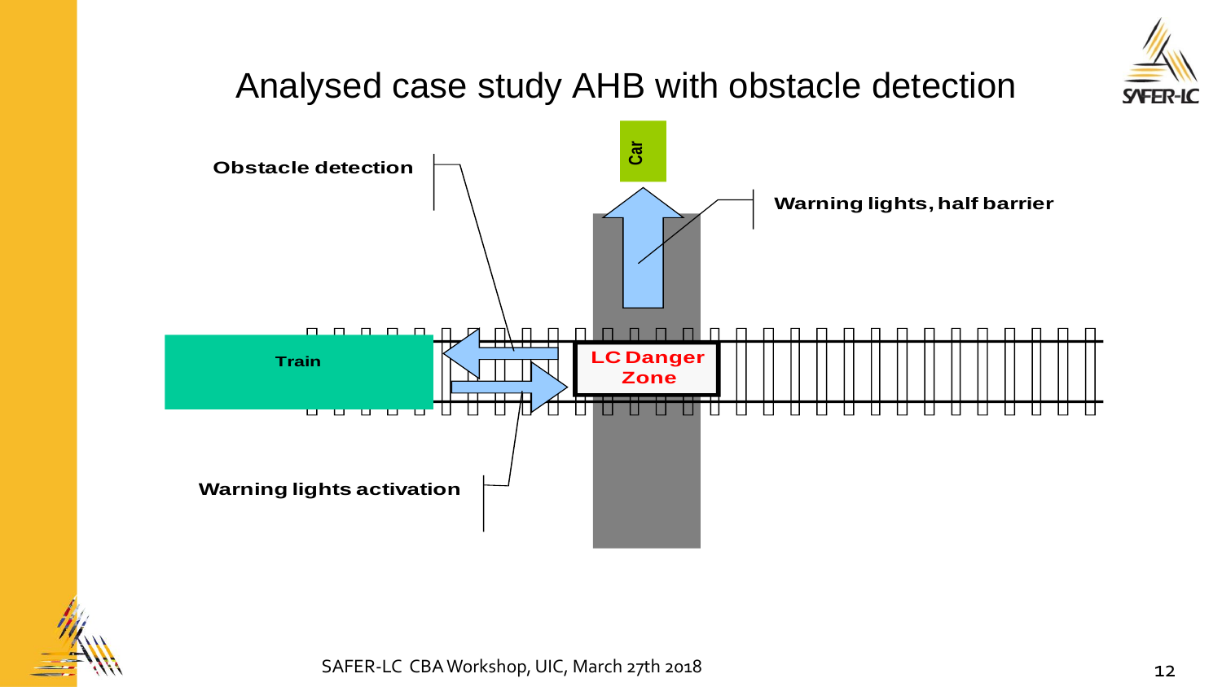# Analysed case study AHB with obstacle detection

Obstacle detection

Car

Warning lights, half barrier

Train

LC Danger Zone

Warning lights activation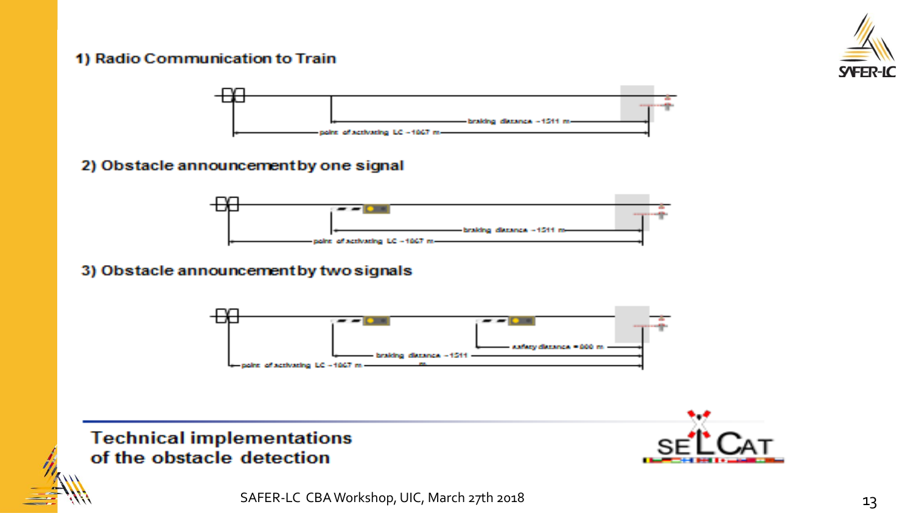1) Radio Communication to Train

braking distance ~1511 m

point of activating LC ~1867 m

2) Obstacle announcement by one signal

braking distance ~1511 m

point of activating LC ~1867 m

3) Obstacle announcement by two signals

safety distance ≈ 800 m

braking distance ~1511 m

point of activating LC ~1867 m

## Technical implementations of the obstacle detection

SAFER-LC CBA Workshop, UIC, March 27th 2018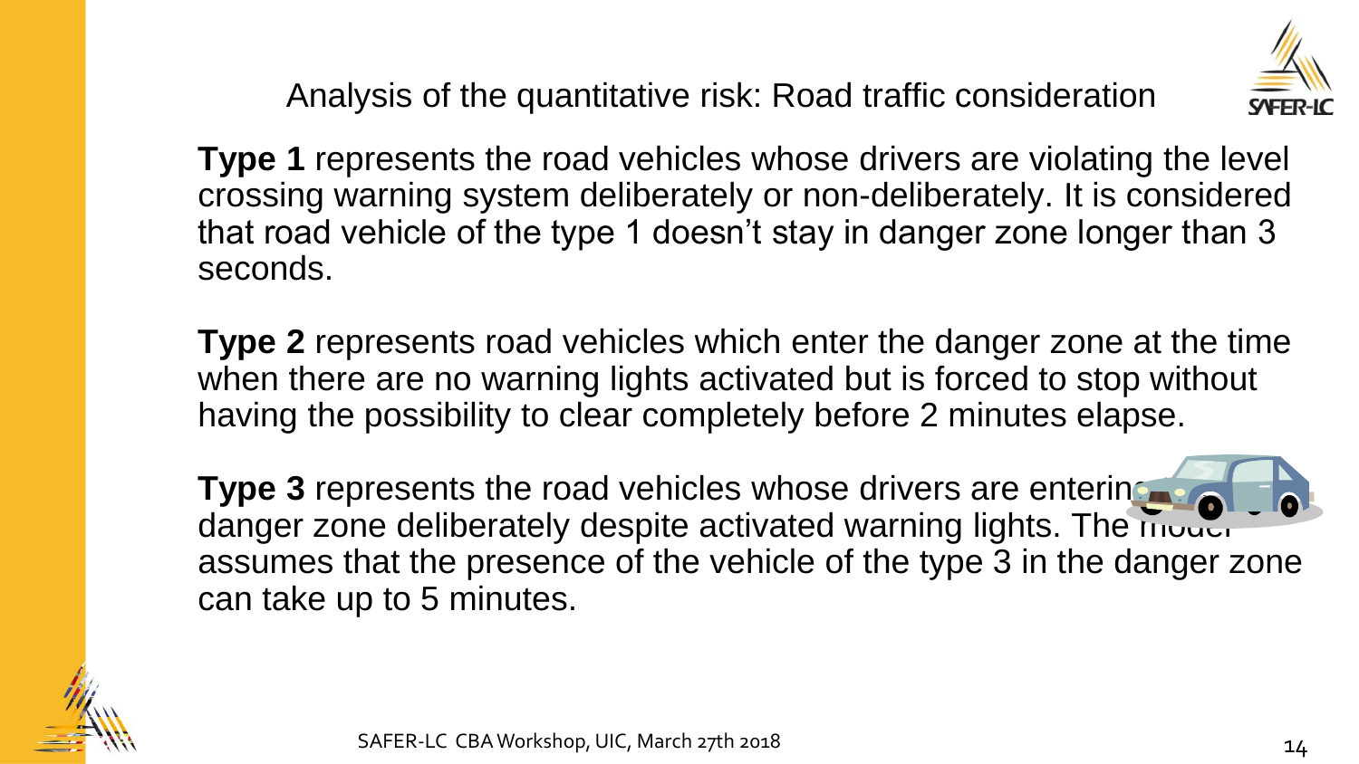# Analysis of the quantitative risk: Road traffic consideration

**Type 1** represents the road vehicles whose drivers are violating the level crossing warning system deliberately or non-deliberately. It is considered that road vehicle of the type 1 doesn't stay in danger zone longer than 3 seconds.

**Type 2** represents road vehicles which enter the danger zone at the time when there are no warning lights activated but is forced to stop without having the possibility to clear completely before 2 minutes elapse.

**Type 3** represents the road vehicles whose drivers are entering danger zone deliberately despite activated warning lights. The model assumes that the presence of the vehicle of the type 3 in the danger zone can take up to 5 minutes.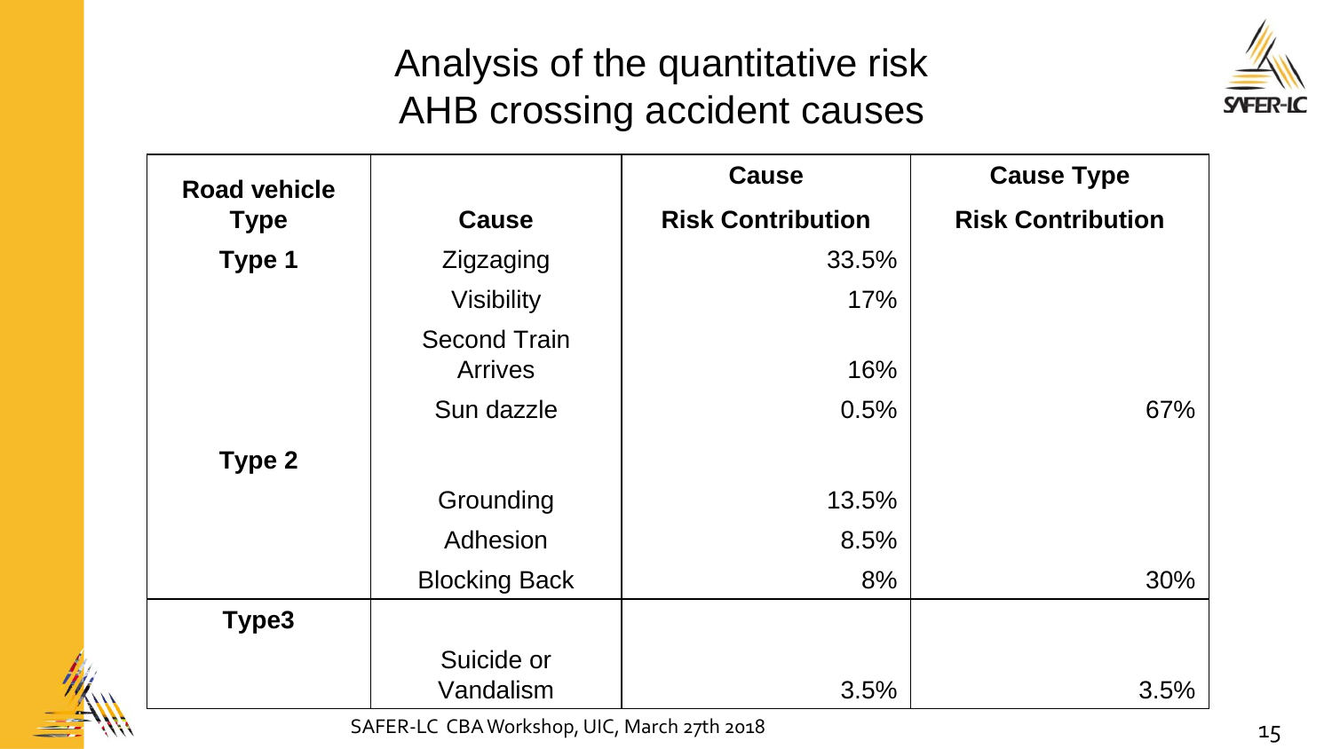# Analysis of the quantitative risk AHB crossing accident causes

| Road vehicle Type | Cause | Cause Risk Contribution | Cause Type Risk Contribution |
|---|---|---|---|
| **Type 1** | Zigzaging | 33.5% | |
| | Visibility | 17% | |
| | Second Train Arrives | 16% | |
| | Sun dazzle | 0.5% | 67% |
| **Type 2** | | | |
| | Grounding | 13.5% | |
| | Adhesion | 8.5% | |
| | Blocking Back | 8% | 30% |
| **Type3** | | | |
| | Suicide or Vandalism | 3.5% | 3.5% |

SAFER-LC CBA Workshop, UIC, March 27th 2018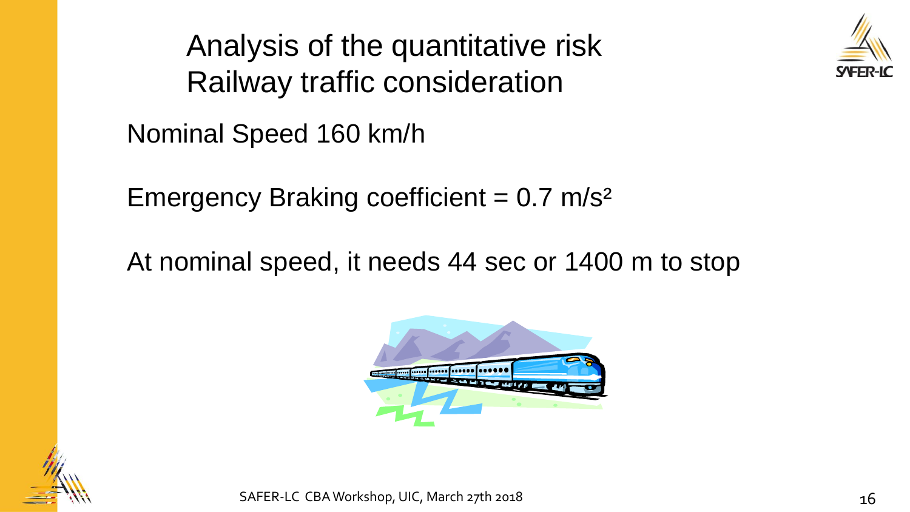# Analysis of the quantitative risk Railway traffic consideration

Nominal Speed 160 km/h

Emergency Braking coefficient = 0.7 $m/s^2$

At nominal speed, it needs 44 sec or 1400 m to stop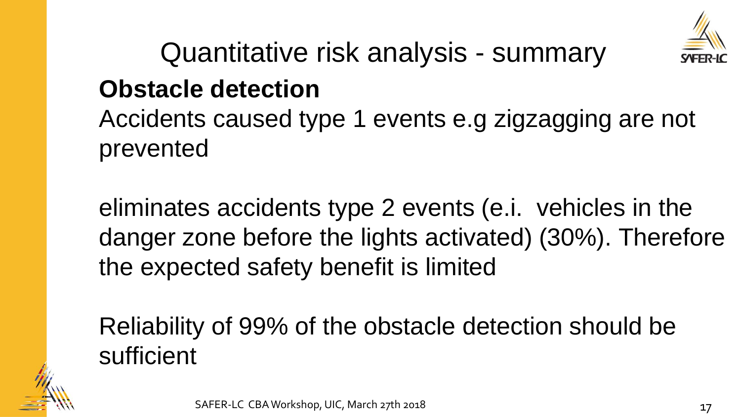# Quantitative risk analysis - summary

## Obstacle detection

Accidents caused type 1 events e.g zigzagging are not prevented

eliminates accidents type 2 events (e.i. vehicles in the danger zone before the lights activated) (30%). Therefore the expected safety benefit is limited

Reliability of 99% of the obstacle detection should be sufficient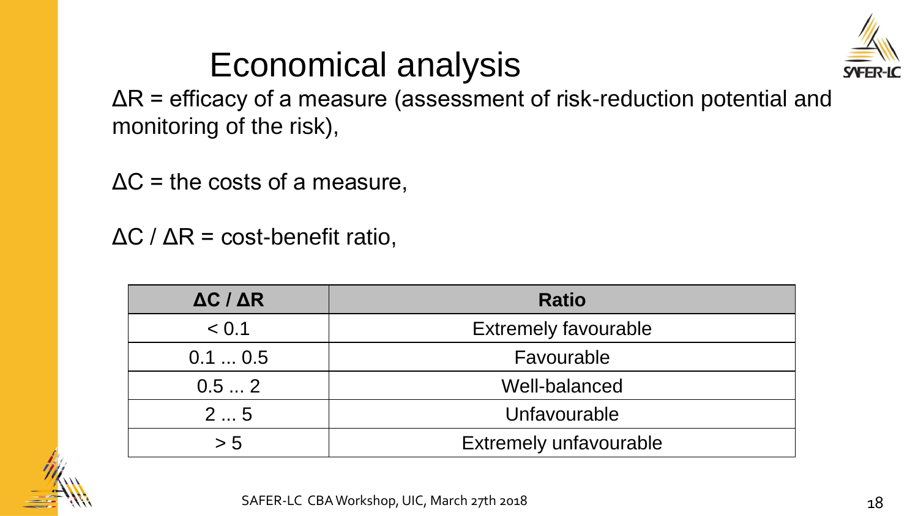# Economical analysis

$\Delta R$ = efficacy of a measure (assessment of risk-reduction potential and monitoring of the risk),

$\Delta C$ = the costs of a measure,

$\Delta C / \Delta R$ = cost-benefit ratio,

| **$\Delta C / \Delta R$** | **Ratio** |
|---|---|
| < 0.1 | Extremely favourable |
| 0.1 ... 0.5 | Favourable |
| 0.5 ... 2 | Well-balanced |
| 2 ... 5 | Unfavourable |
| > 5 | Extremely unfavourable |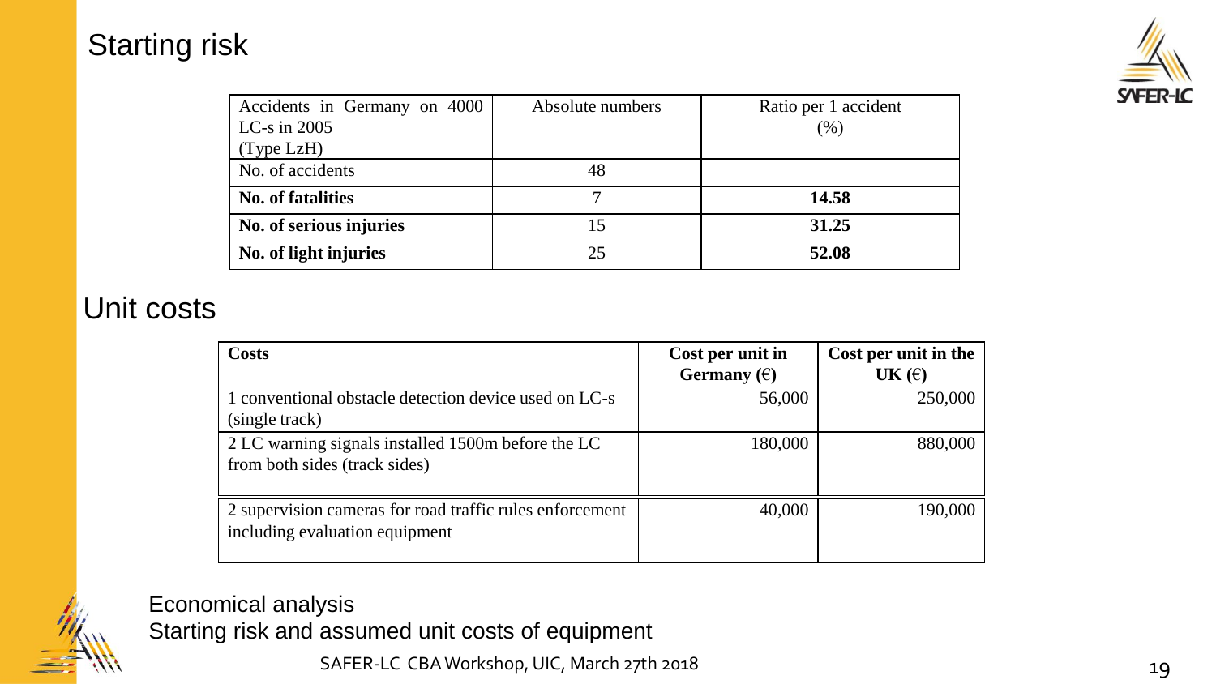## Starting risk

| Accidents in Germany on 4000 LC-s in 2005 (Type LzH) | Absolute numbers | Ratio per 1 accident (%) |
|---|---|---|
| No. of accidents | 48 | |
| **No. of fatalities** | 7 | **14.58** |
| **No. of serious injuries** | 15 | **31.25** |
| **No. of light injuries** | 25 | **52.08** |

## Unit costs

| **Costs** | **Cost per unit in Germany (€)** | **Cost per unit in the UK (€)** |
|---|---|---|
| 1 conventional obstacle detection device used on LC-s (single track) | 56,000 | 250,000 |
| 2 LC warning signals installed 1500m before the LC from both sides (track sides) | 180,000 | 880,000 |
| 2 supervision cameras for road traffic rules enforcement including evaluation equipment | 40,000 | 190,000 |

Economical analysis

Starting risk and assumed unit costs of equipment

SAFER-LC CBA Workshop, UIC, March 27th 2018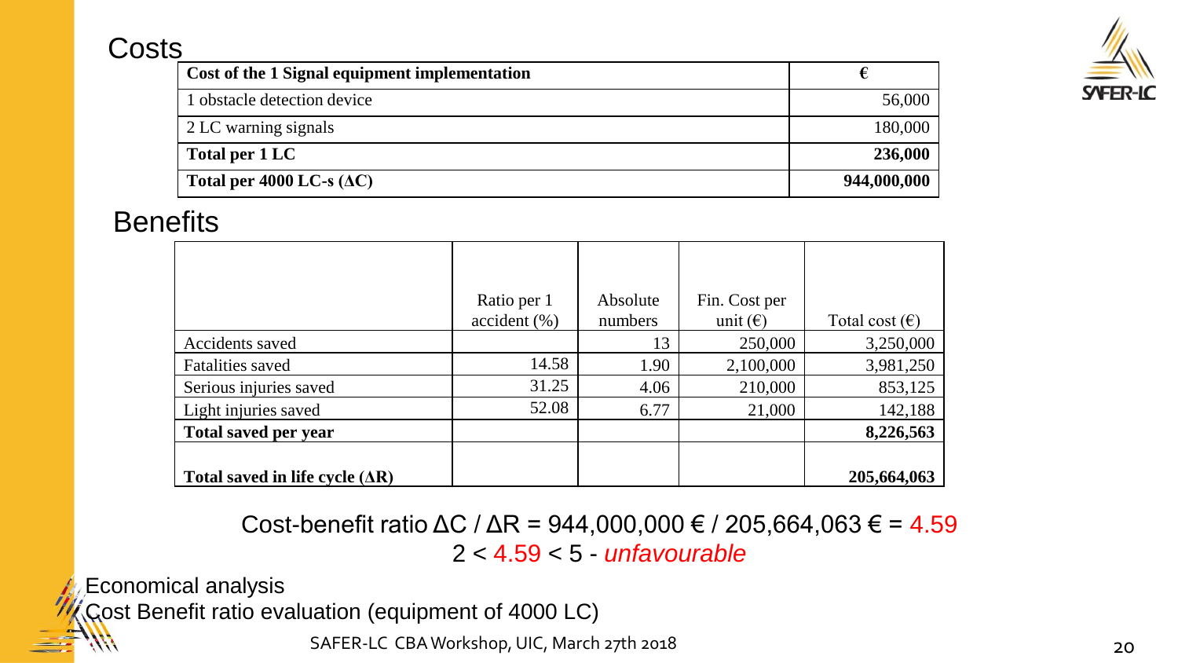## Costs

| Cost of the 1 Signal equipment implementation | € |
|---|---|
| 1 obstacle detection device | 56,000 |
| 2 LC warning signals | 180,000 |
| **Total per 1 LC** | **236,000** |
| **Total per 4000 LC-s (ΔC)** | **944,000,000** |

## Benefits

| | Ratio per 1 accident (%) | Absolute numbers | Fin. Cost per unit (€) | Total cost (€) |
|---|---|---|---|---|
| Accidents saved | | 13 | 250,000 | 3,250,000 |
| Fatalities saved | 14.58 | 1.90 | 2,100,000 | 3,981,250 |
| Serious injuries saved | 31.25 | 4.06 | 210,000 | 853,125 |
| Light injuries saved | 52.08 | 6.77 | 21,000 | 142,188 |
| **Total saved per year** | | | | **8,226,563** |
| **Total saved in life cycle (ΔR)** | | | | **205,664,063** |

Cost-benefit ratio ΔC / ΔR = 944,000,000 € / 205,664,063 € = 4.59

2 < 4.59 < 5 - *unfavourable*

Economical analysis

Cost Benefit ratio evaluation (equipment of 4000 LC)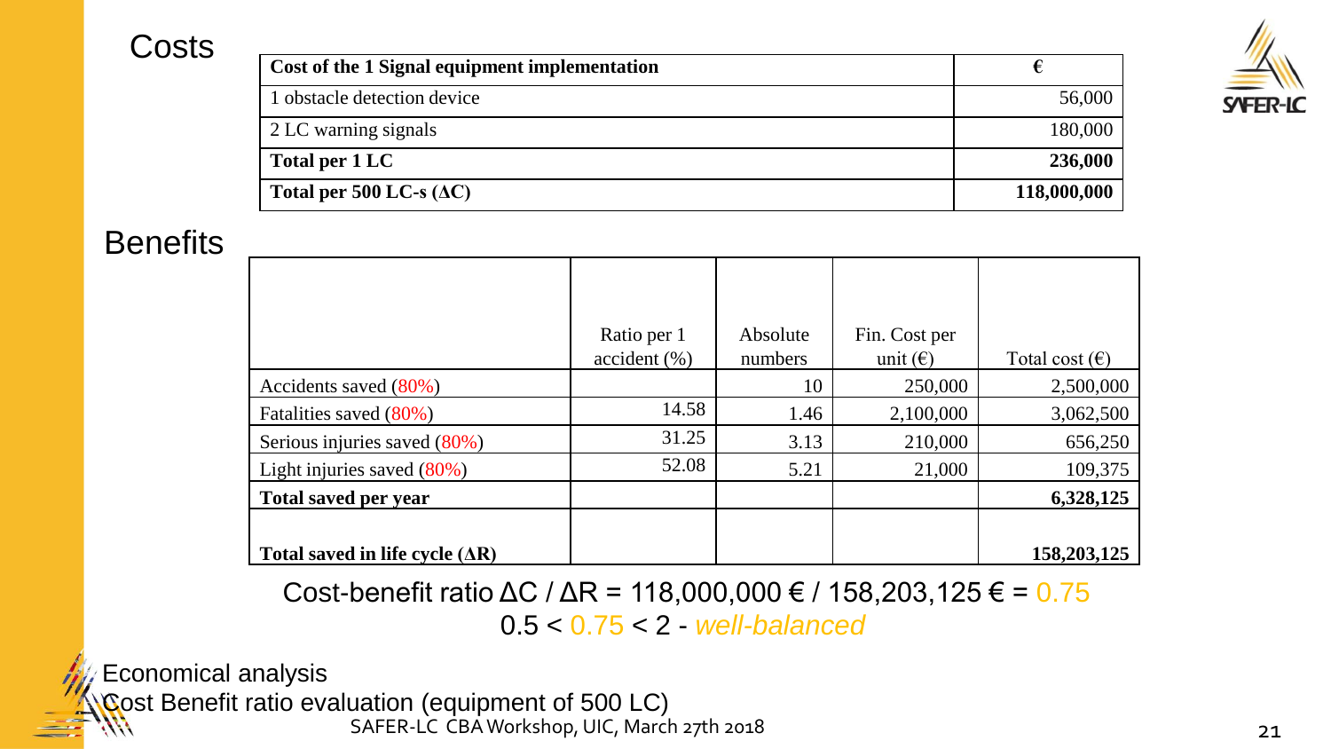## Costs

| Cost of the 1 Signal equipment implementation | € |
|---|---|
| 1 obstacle detection device | 56,000 |
| 2 LC warning signals | 180,000 |
| **Total per 1 LC** | **236,000** |
| **Total per 500 LC-s (ΔC)** | **118,000,000** |

## Benefits

| | Ratio per 1 accident (%) | Absolute numbers | Fin. Cost per unit (€) | Total cost (€) |
|---|---|---|---|---|
| Accidents saved (80%) | | 10 | 250,000 | 2,500,000 |
| Fatalities saved (80%) | 14.58 | 1.46 | 2,100,000 | 3,062,500 |
| Serious injuries saved (80%) | 31.25 | 3.13 | 210,000 | 656,250 |
| Light injuries saved (80%) | 52.08 | 5.21 | 21,000 | 109,375 |
| **Total saved per year** | | | | **6,328,125** |
| **Total saved in life cycle (ΔR)** | | | | **158,203,125** |

Cost-benefit ratio ΔC / ΔR = 118,000,000 € / 158,203,125 € = 0.75

0.5 < 0.75 < 2 - *well-balanced*

Economical analysis

Cost Benefit ratio evaluation (equipment of 500 LC)

SAFER-LC CBA Workshop, UIC, March 27th 2018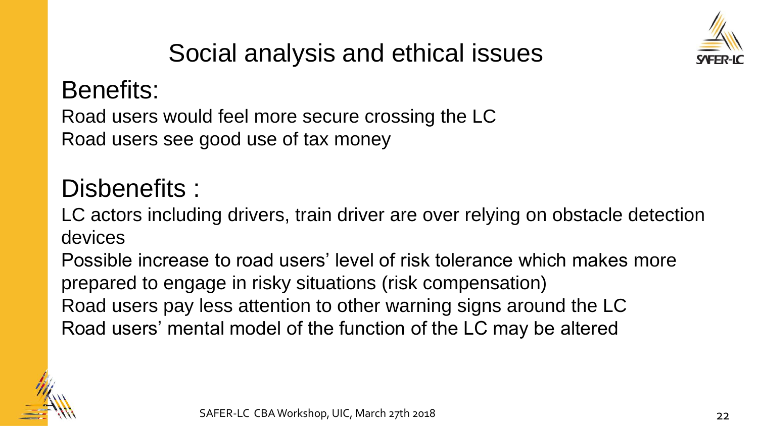# Social analysis and ethical issues

## Benefits:

Road users would feel more secure crossing the LC
Road users see good use of tax money

## Disbenefits :

LC actors including drivers, train driver are over relying on obstacle detection devices
Possible increase to road users' level of risk tolerance which makes more prepared to engage in risky situations (risk compensation)
Road users pay less attention to other warning signs around the LC
Road users' mental model of the function of the LC may be altered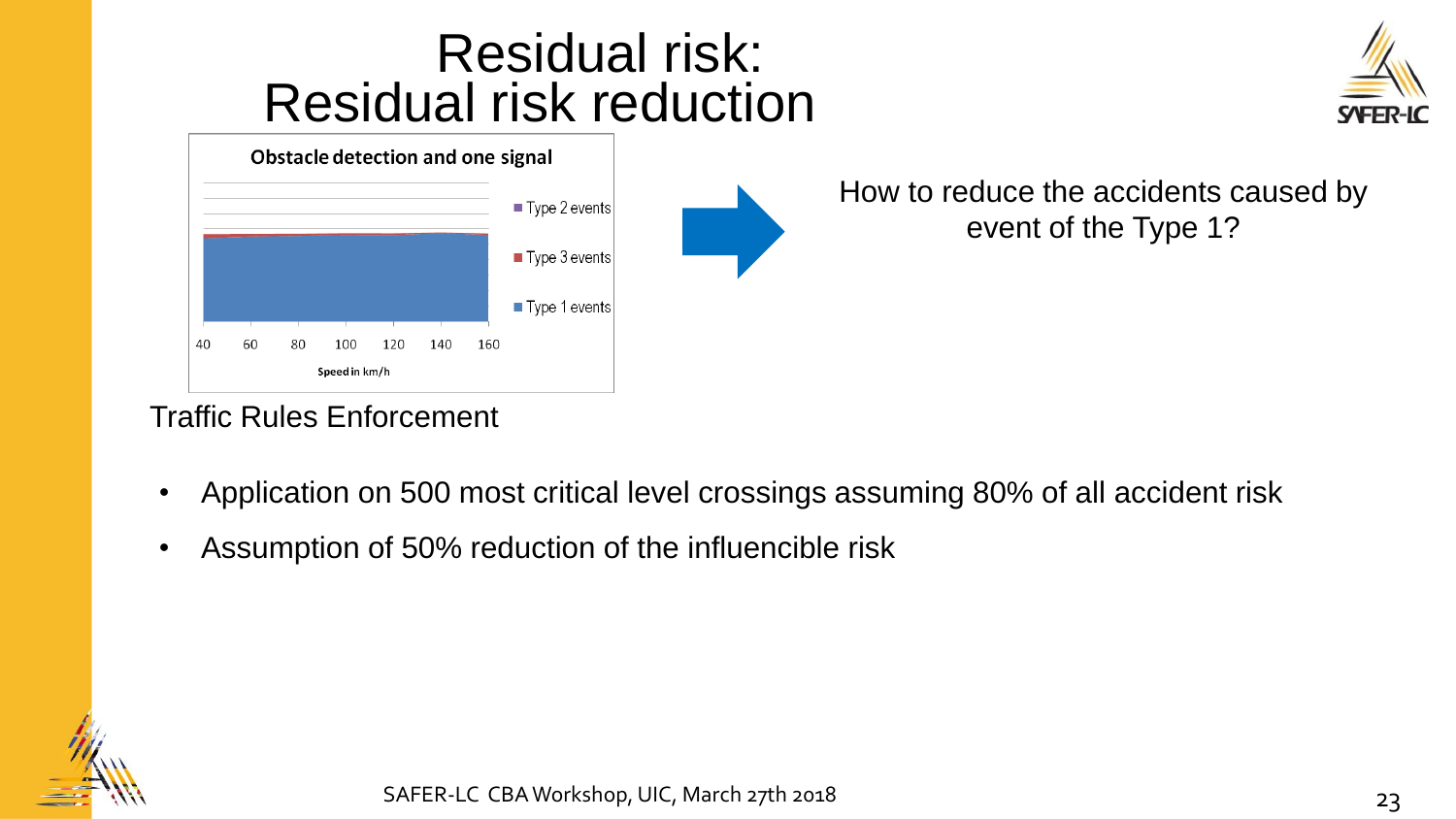# Residual risk: Residual risk reduction

**Obstacle detection and one signal**

- Type 2 events
- Type 3 events
- Type 1 events

40 60 80 100 120 140 160

Speed in km/h

How to reduce the accidents caused by event of the Type 1?

Traffic Rules Enforcement

- Application on 500 most critical level crossings assuming 80% of all accident risk
- Assumption of 50% reduction of the influencible risk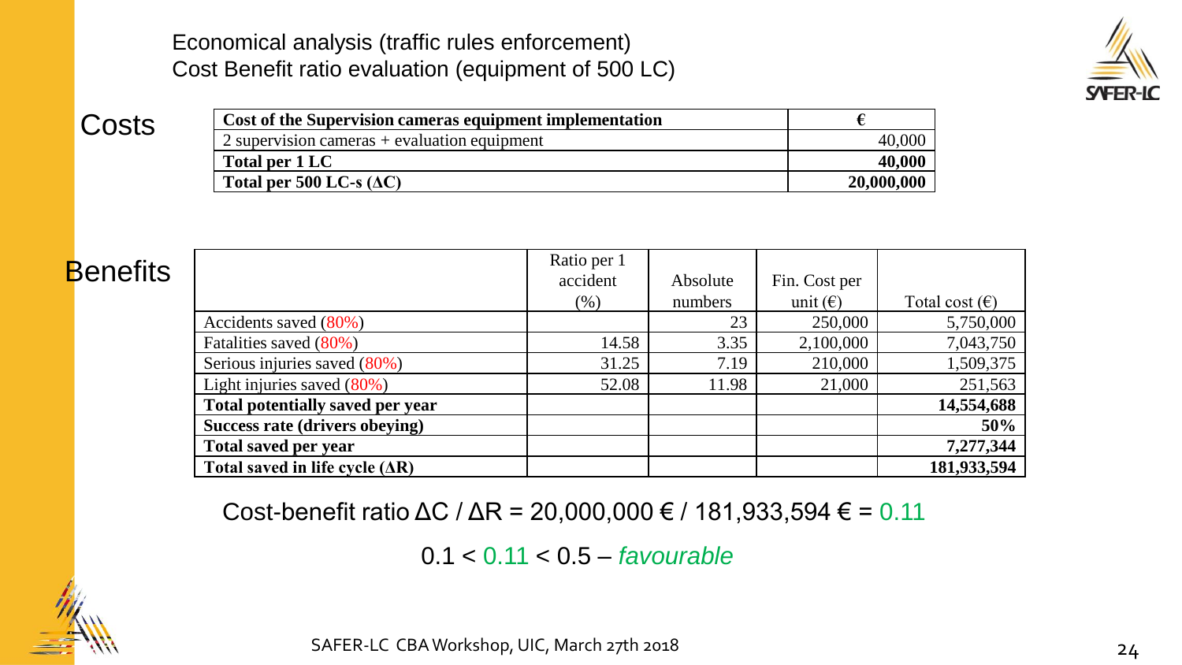## Economical analysis (traffic rules enforcement)
## Cost Benefit ratio evaluation (equipment of 500 LC)

### Costs

| Cost of the Supervision cameras equipment implementation | € |
|---|---|
| 2 supervision cameras + evaluation equipment | 40,000 |
| **Total per 1 LC** | **40,000** |
| **Total per 500 LC-s (ΔC)** | **20,000,000** |

### Benefits

| | Ratio per 1 accident (%) | Absolute numbers | Fin. Cost per unit (€) | Total cost (€) |
|---|---|---|---|---|
| Accidents saved (80%) | | 23 | 250,000 | 5,750,000 |
| Fatalities saved (80%) | 14.58 | 3.35 | 2,100,000 | 7,043,750 |
| Serious injuries saved (80%) | 31.25 | 7.19 | 210,000 | 1,509,375 |
| Light injuries saved (80%) | 52.08 | 11.98 | 21,000 | 251,563 |
| **Total potentially saved per year** | | | | **14,554,688** |
| **Success rate (drivers obeying)** | | | | **50%** |
| **Total saved per year** | | | | **7,277,344** |
| **Total saved in life cycle (ΔR)** | | | | **181,933,594** |

Cost-benefit ratio ΔC / ΔR = 20,000,000 € / 181,933,594 € = 0.11

0.1 < 0.11 < 0.5 – *favourable*

SAFER-LC CBA Workshop, UIC, March 27th 2018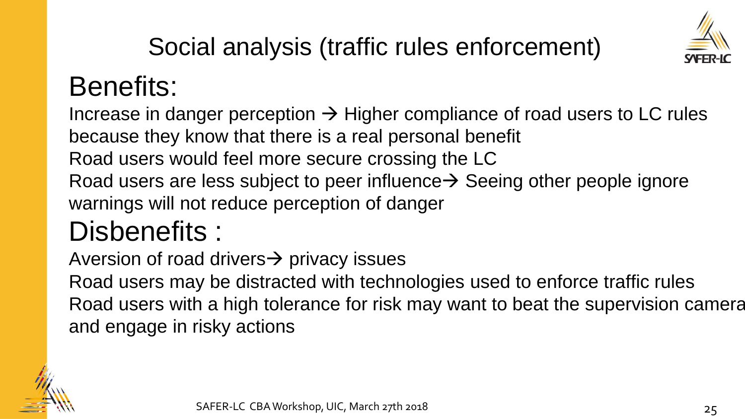# Social analysis (traffic rules enforcement)

## Benefits:

Increase in danger perception → Higher compliance of road users to LC rules because they know that there is a real personal benefit

Road users would feel more secure crossing the LC

Road users are less subject to peer influence→ Seeing other people ignore warnings will not reduce perception of danger

## Disbenefits :

Aversion of road drivers→ privacy issues

Road users may be distracted with technologies used to enforce traffic rules

Road users with a high tolerance for risk may want to beat the supervision camera and engage in risky actions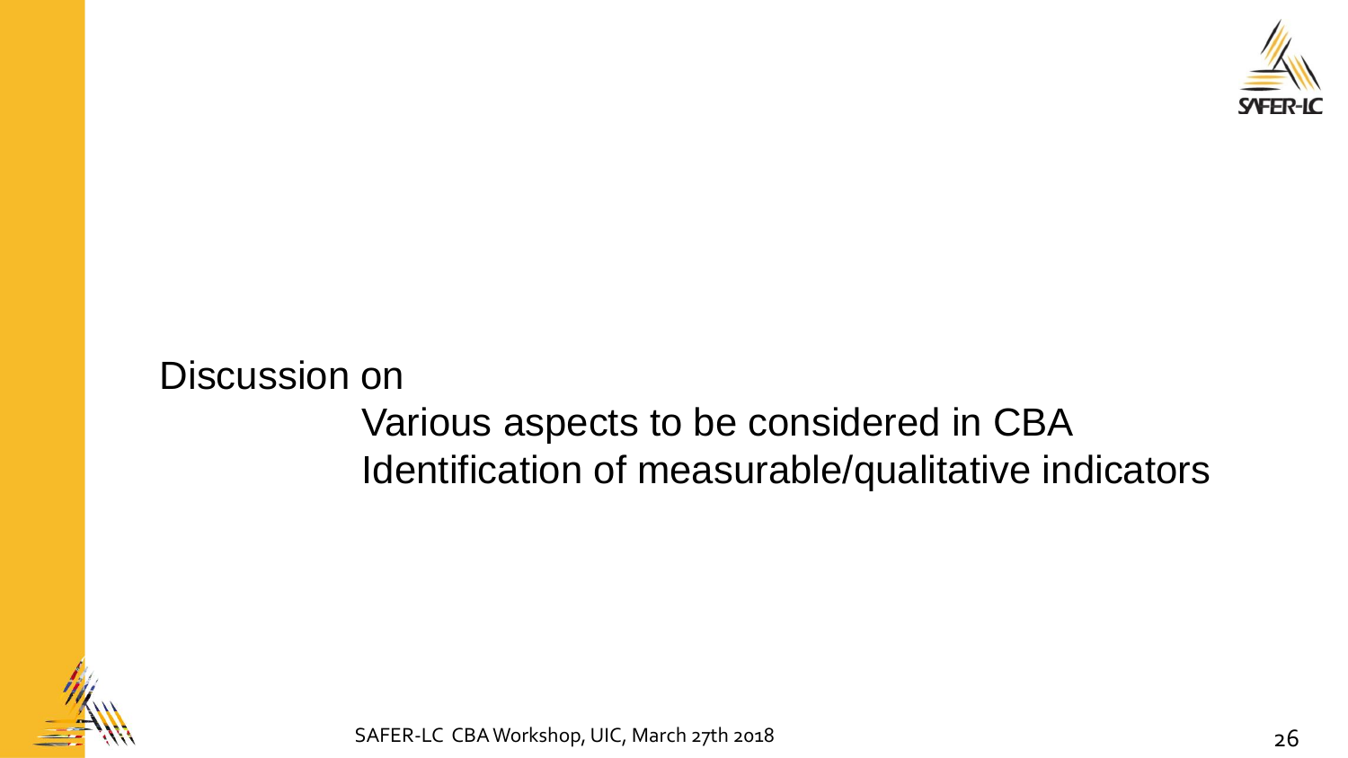Discussion on

- Various aspects to be considered in CBA
- Identification of measurable/qualitative indicators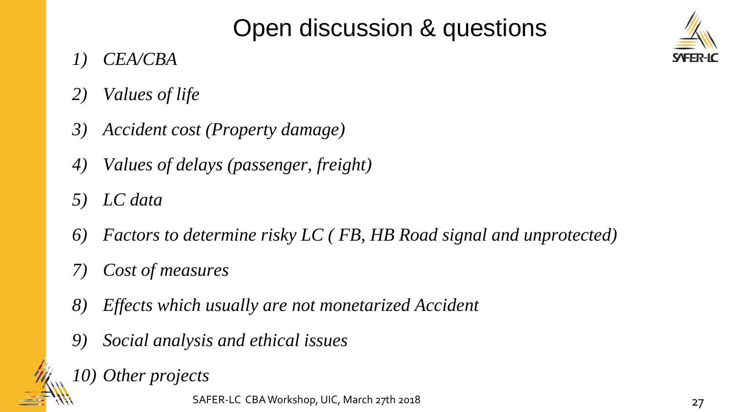# Open discussion & questions

1) *CEA/CBA*
2) *Values of life*
3) *Accident cost (Property damage)*
4) *Values of delays (passenger, freight)*
5) *LC data*
6) *Factors to determine risky LC ( FB, HB Road signal and unprotected)*
7) *Cost of measures*
8) *Effects which usually are not monetarized Accident*
9) *Social analysis and ethical issues*
10) *Other projects*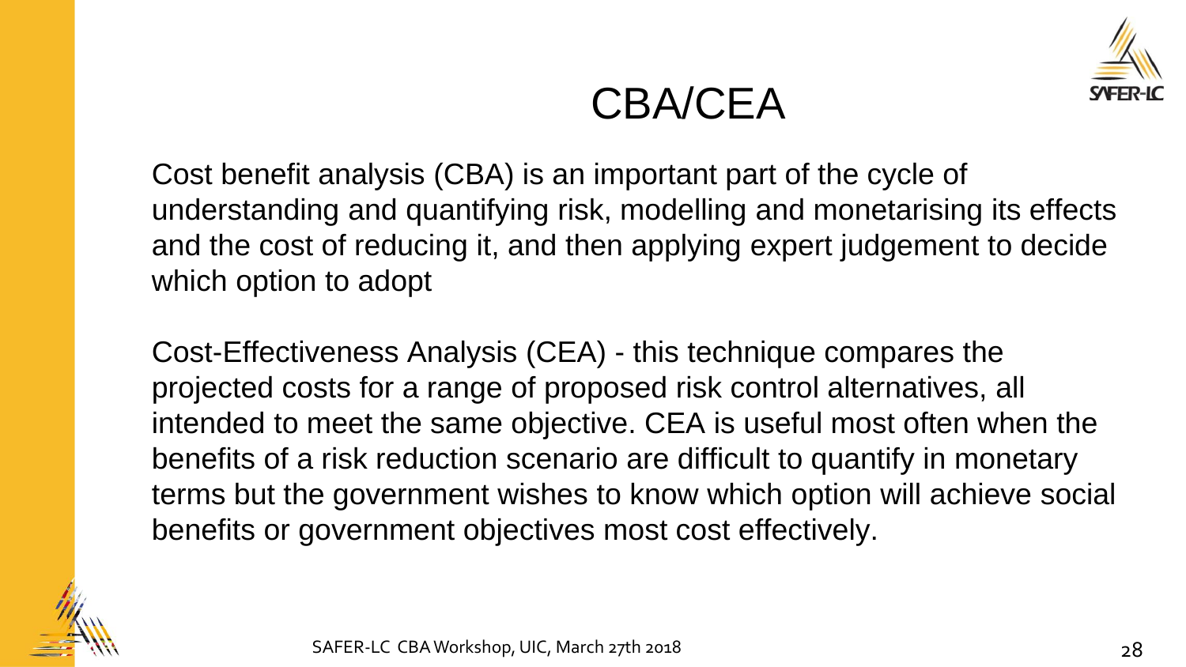# CBA/CEA

Cost benefit analysis (CBA) is an important part of the cycle of understanding and quantifying risk, modelling and monetarising its effects and the cost of reducing it, and then applying expert judgement to decide which option to adopt

Cost-Effectiveness Analysis (CEA) - this technique compares the projected costs for a range of proposed risk control alternatives, all intended to meet the same objective. CEA is useful most often when the benefits of a risk reduction scenario are difficult to quantify in monetary terms but the government wishes to know which option will achieve social benefits or government objectives most cost effectively.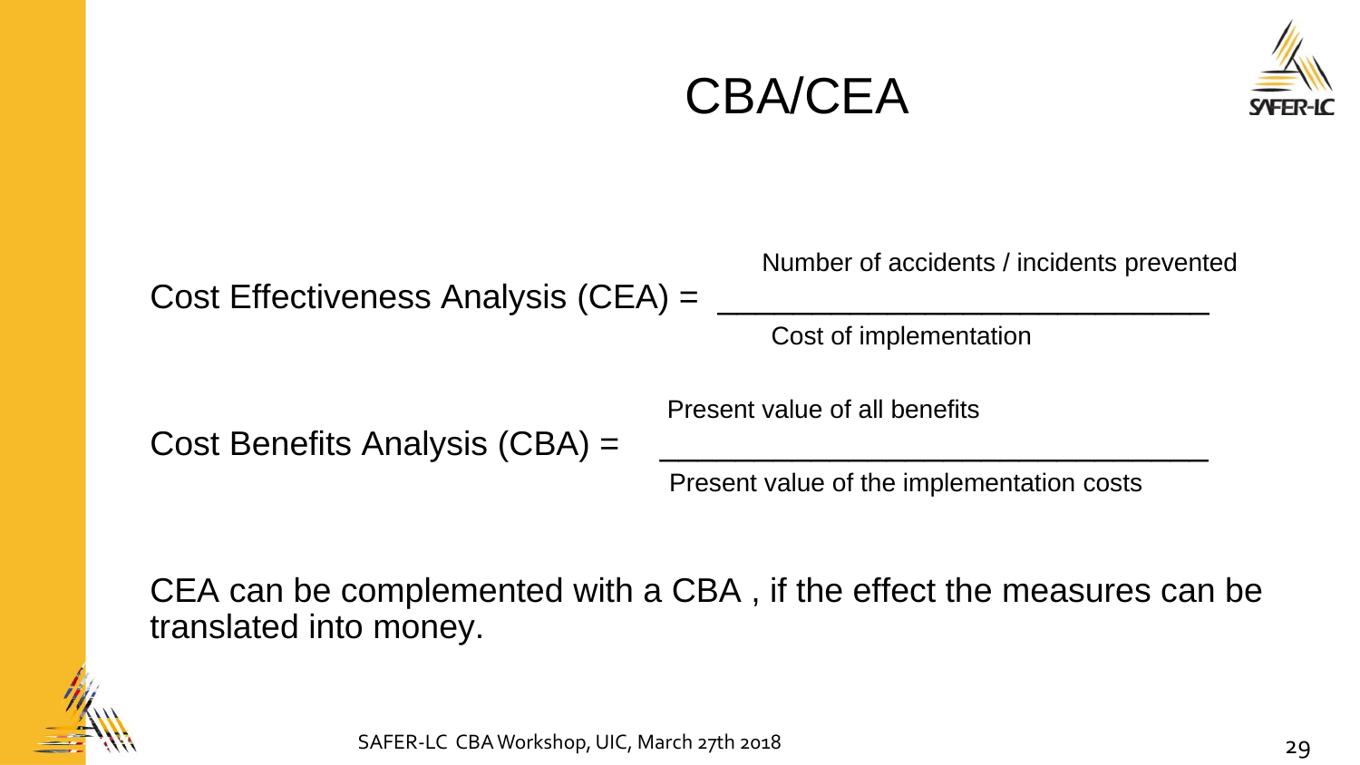# CBA/CEA

$$\text{Cost Effectiveness Analysis (CEA)} = \frac{\text{Number of accidents / incidents prevented}}{\text{Cost of implementation}}$$

$$\text{Cost Benefits Analysis (CBA)} = \frac{\text{Present value of all benefits}}{\text{Present value of the implementation costs}}$$

CEA can be complemented with a CBA , if the effect the measures can be translated into money.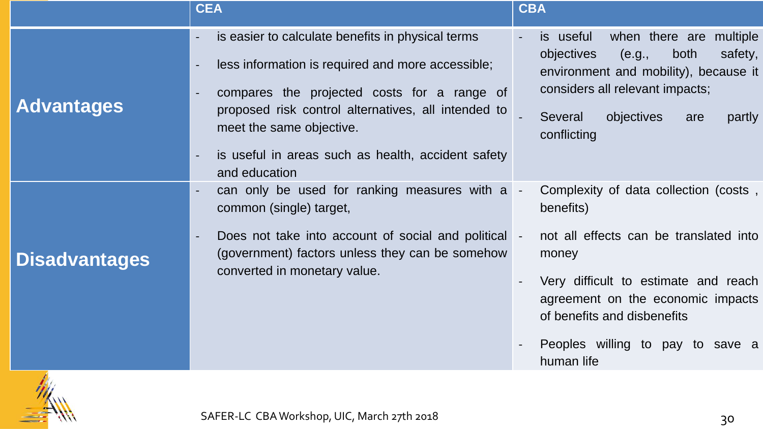| | CEA | CBA |
|---|---|---|
| **Advantages** | - is easier to calculate benefits in physical terms<br>- less information is required and more accessible;<br>- compares the projected costs for a range of proposed risk control alternatives, all intended to meet the same objective.<br>- is useful in areas such as health, accident safety and education | - is useful when there are multiple objectives (e.g., both safety, environment and mobility), because it considers all relevant impacts;<br>- Several objectives are partly conflicting |
| **Disadvantages** | - can only be used for ranking measures with a common (single) target,<br>- Does not take into account of social and political (government) factors unless they can be somehow converted in monetary value. | - Complexity of data collection (costs , benefits)<br>- not all effects can be translated into money<br>- Very difficult to estimate and reach agreement on the economic impacts of benefits and disbenefits<br>- Peoples willing to pay to save a human life |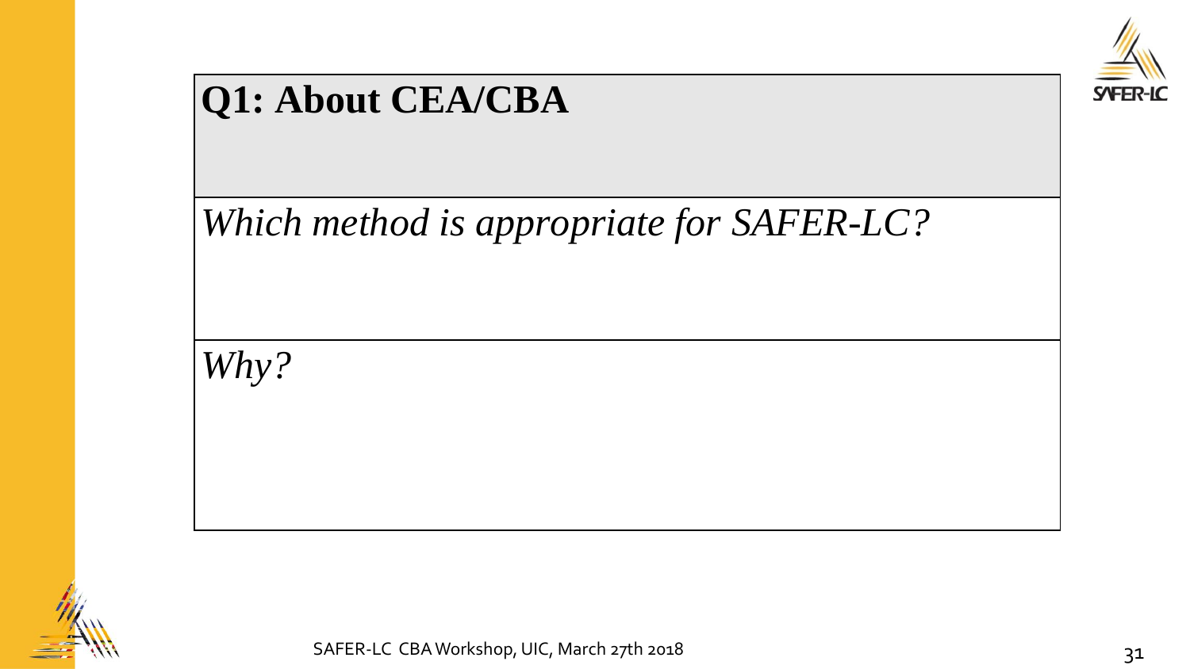| **Q1: About CEA/CBA** |
|---|
| *Which method is appropriate for SAFER-LC?* |
| *Why?* |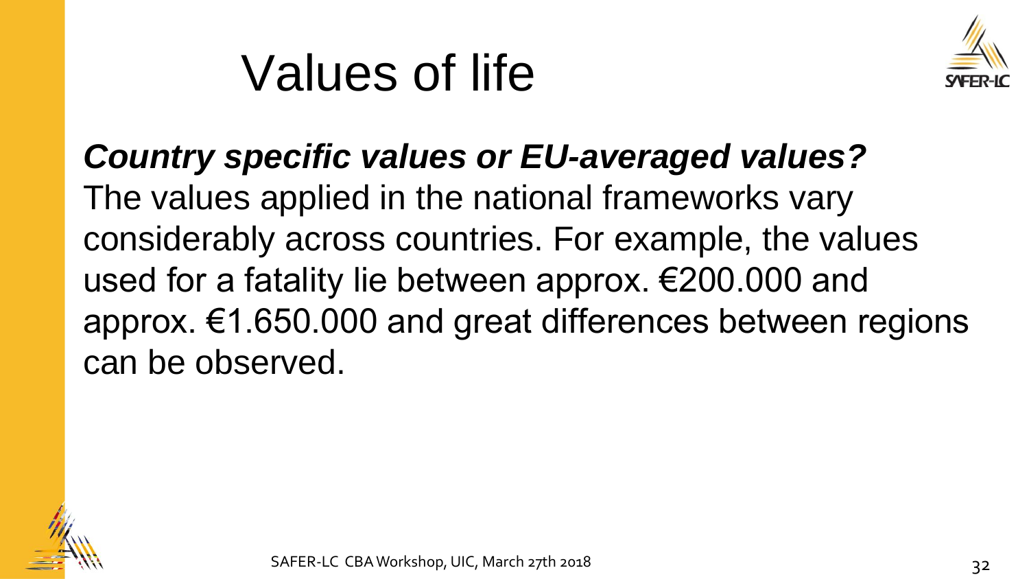# Values of life

***Country specific values or EU-averaged values?***

The values applied in the national frameworks vary considerably across countries. For example, the values used for a fatality lie between approx. €200.000 and approx. €1.650.000 and great differences between regions can be observed.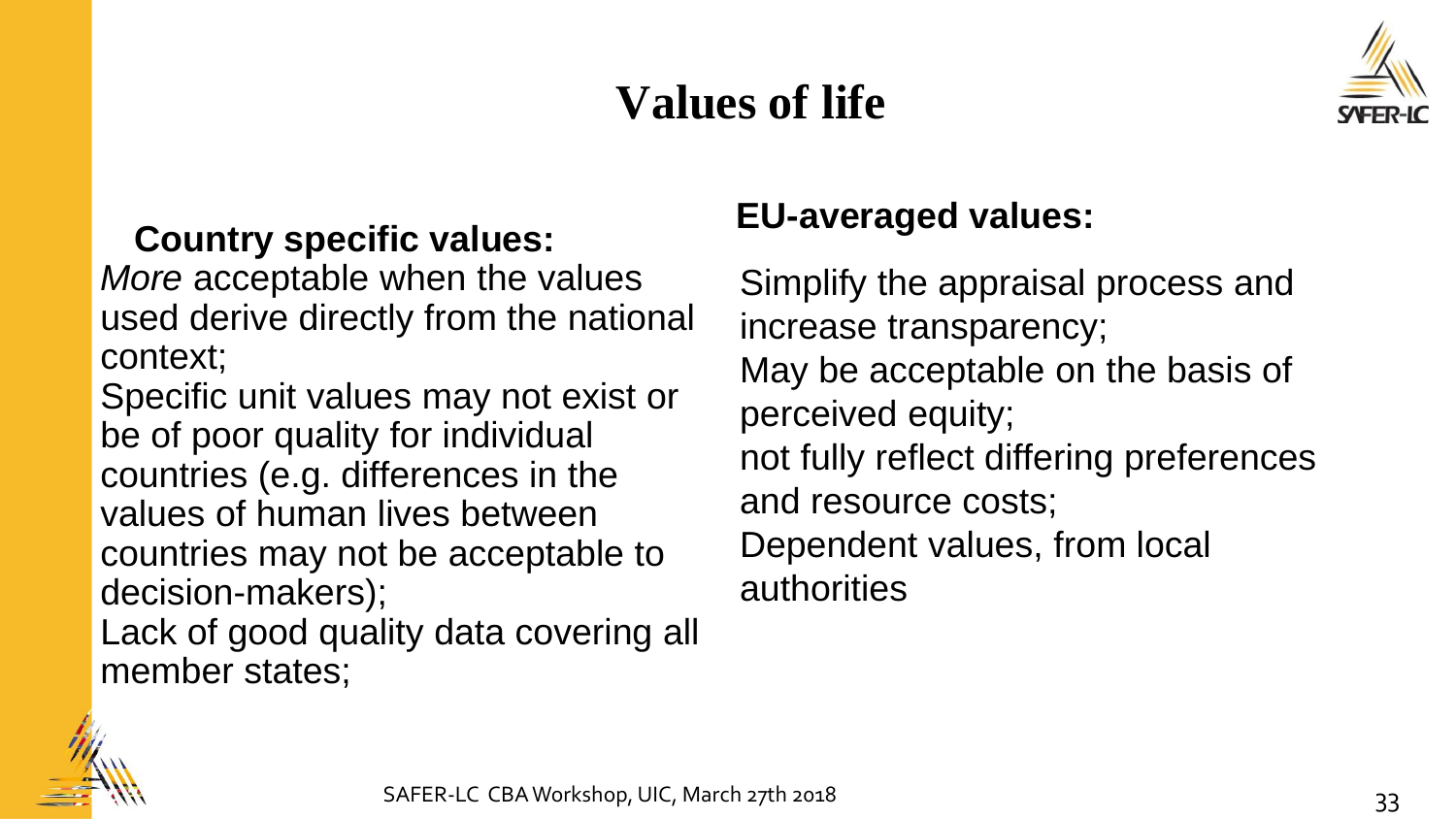# Values of life

**Country specific values:**

*More* acceptable when the values used derive directly from the national context;

Specific unit values may not exist or be of poor quality for individual countries (e.g. differences in the values of human lives between countries may not be acceptable to decision-makers);

Lack of good quality data covering all member states;

**EU-averaged values:**

Simplify the appraisal process and increase transparency;

May be acceptable on the basis of perceived equity;

not fully reflect differing preferences and resource costs;

Dependent values, from local authorities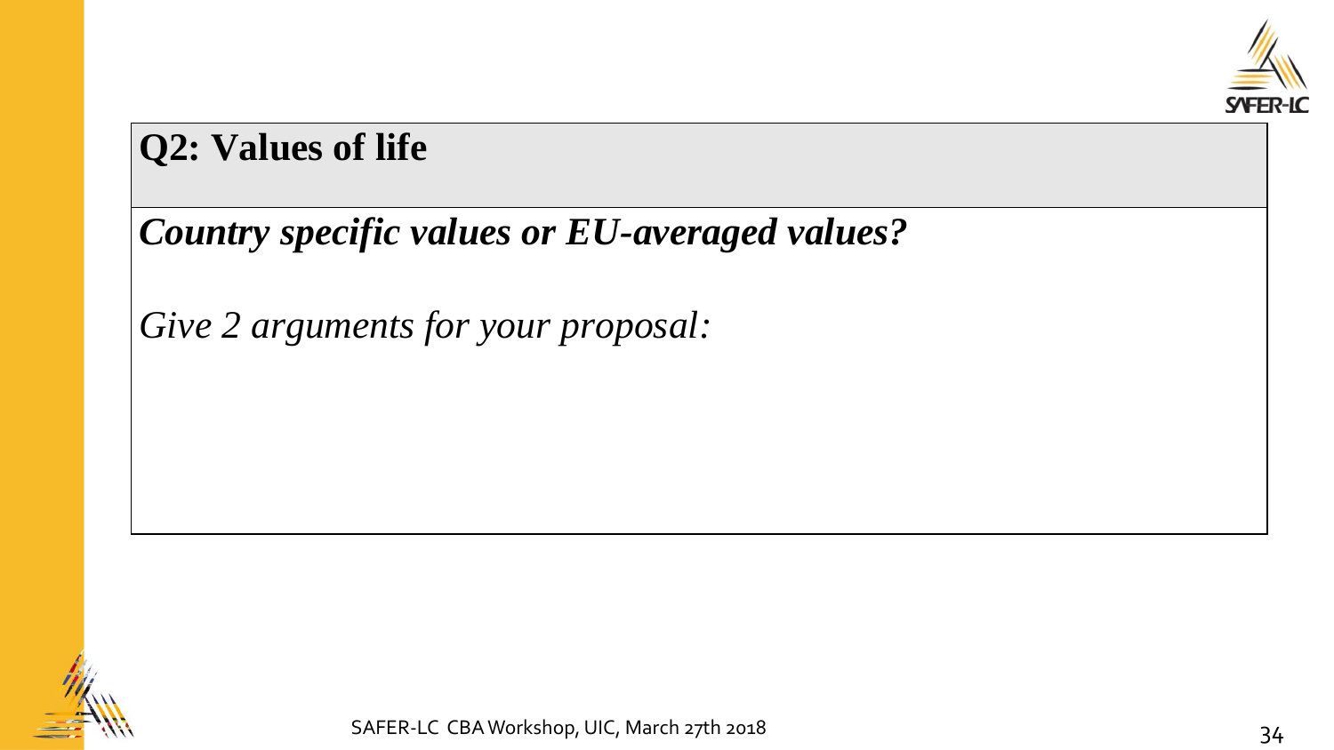## Q2: Values of life

***Country specific values or EU-averaged values?***

*Give 2 arguments for your proposal:*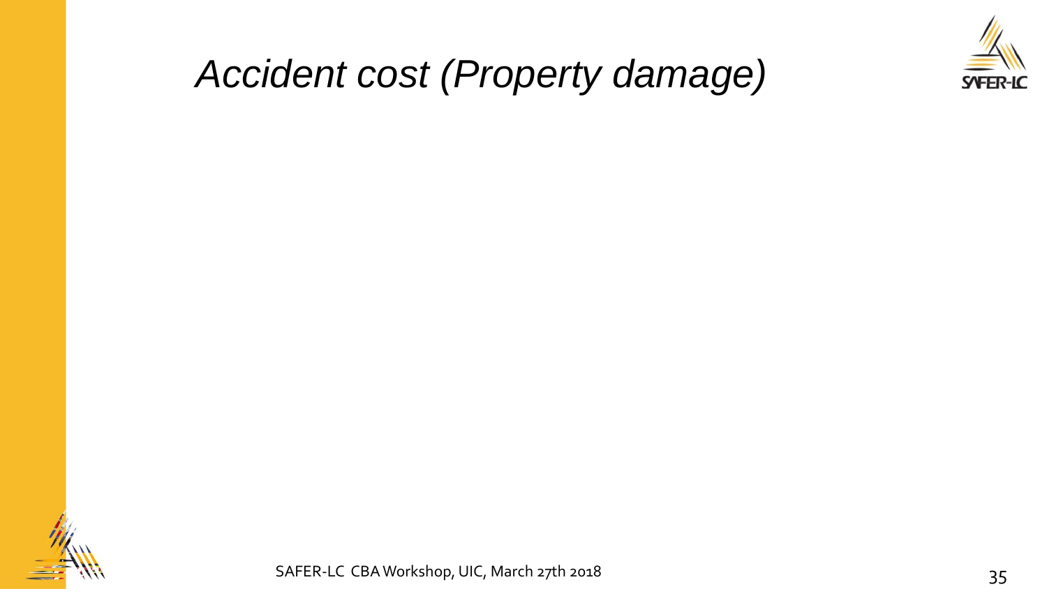# *Accident cost (Property damage)*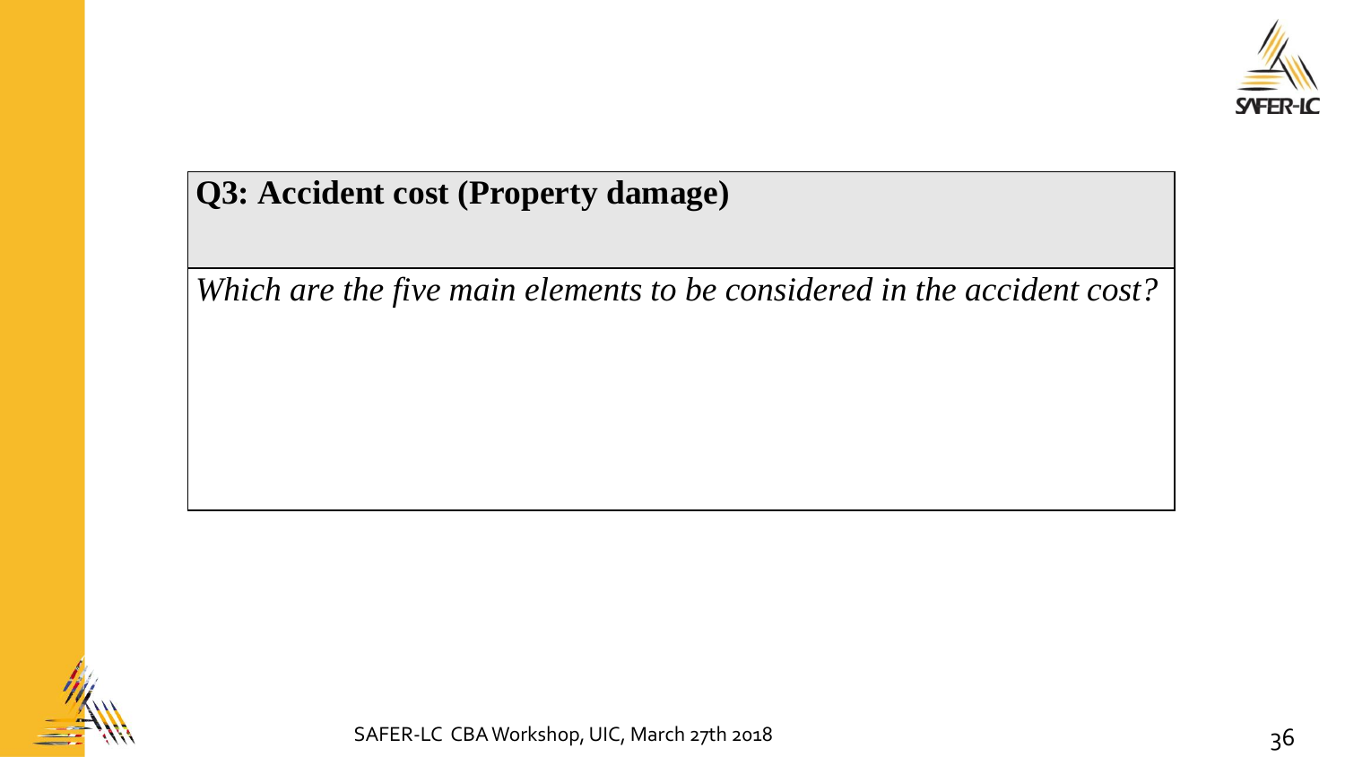**Q3: Accident cost (Property damage)**

*Which are the five main elements to be considered in the accident cost?*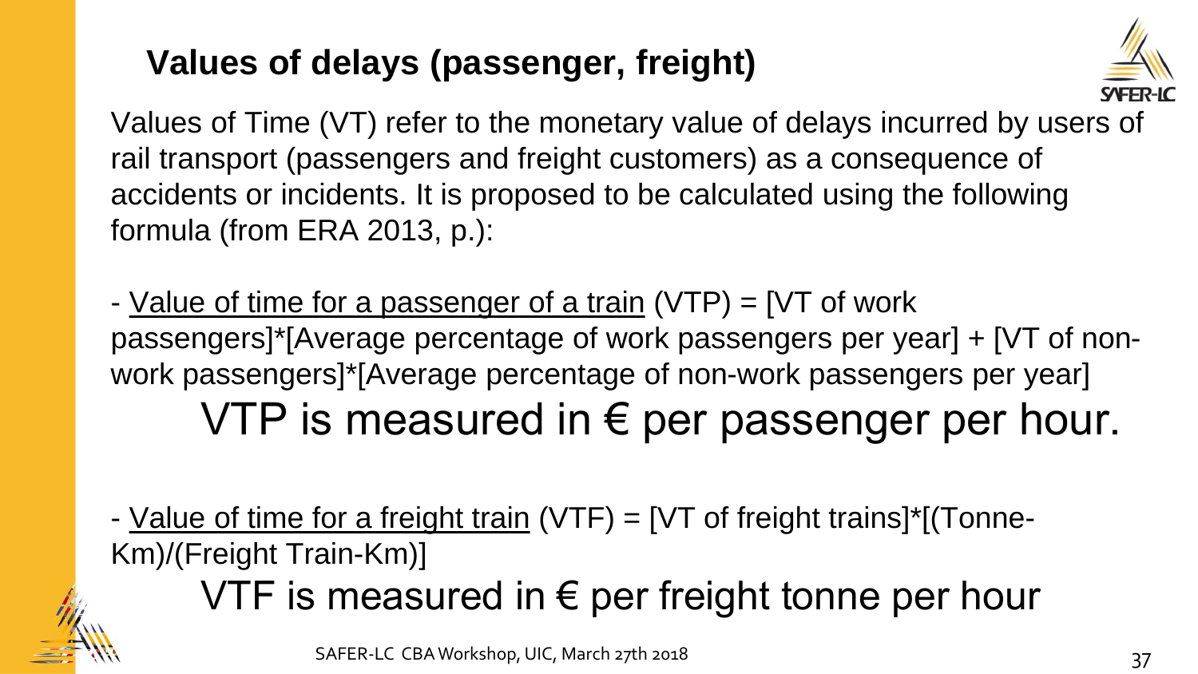## Values of delays (passenger, freight)

Values of Time (VT) refer to the monetary value of delays incurred by users of rail transport (passengers and freight customers) as a consequence of accidents or incidents. It is proposed to be calculated using the following formula (from ERA 2013, p.):

- Value of time for a passenger of a train (VTP) = [VT of work passengers]*[Average percentage of work passengers per year] + [VT of non-work passengers]*[Average percentage of non-work passengers per year]

VTP is measured in € per passenger per hour.

- Value of time for a freight train (VTF) = [VT of freight trains]*[(Tonne-Km)/(Freight Train-Km)]

VTF is measured in € per freight tonne per hour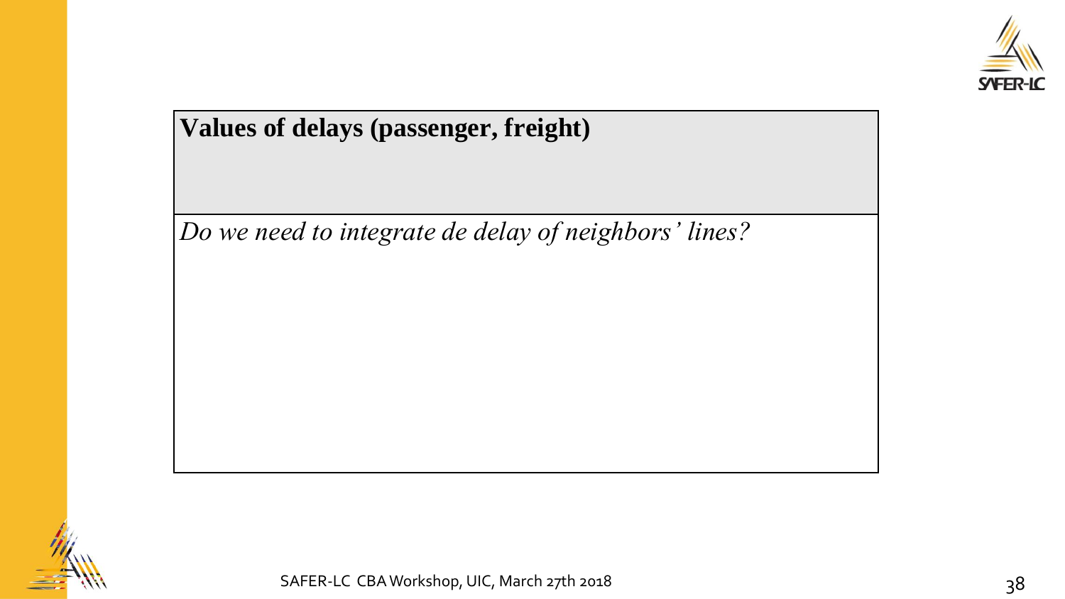**Values of delays (passenger, freight)**

*Do we need to integrate de delay of neighbors' lines?*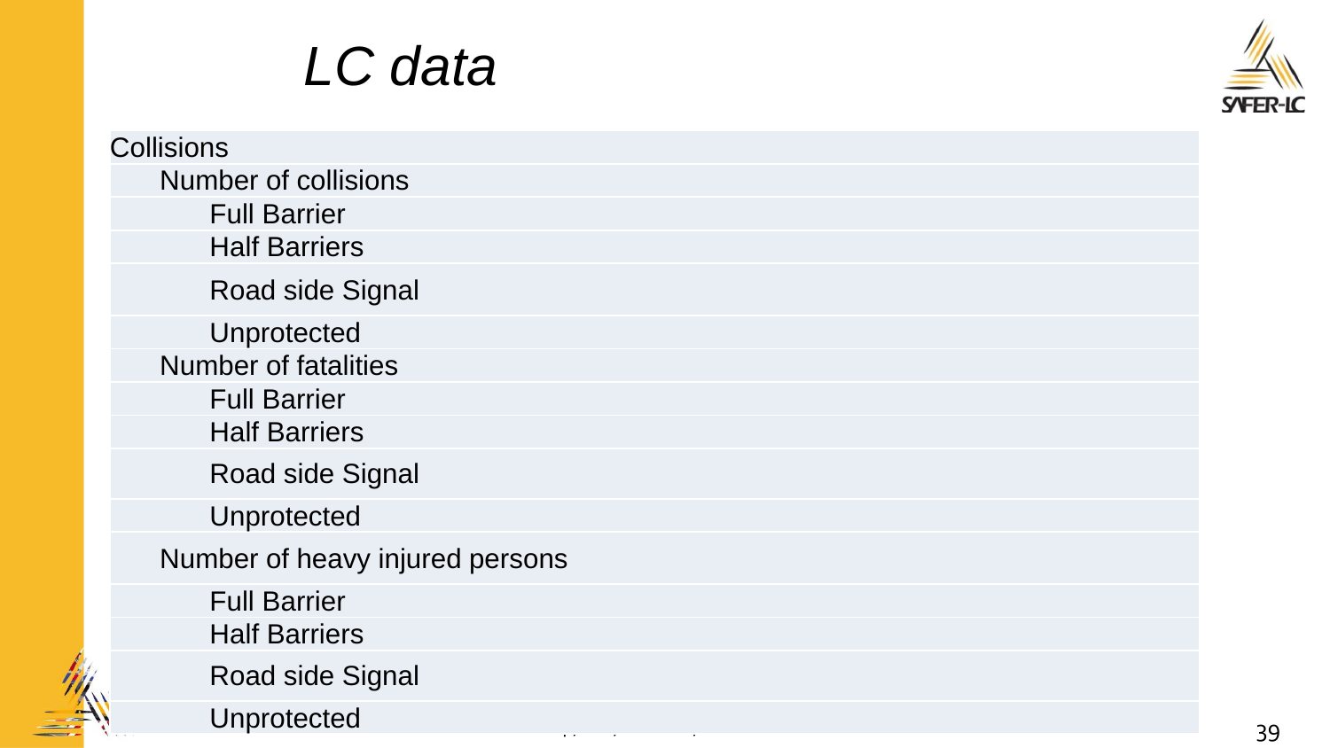# *LC data*

- Collisions
  - Number of collisions
    - Full Barrier
    - Half Barriers
    - Road side Signal
    - Unprotected
  - Number of fatalities
    - Full Barrier
    - Half Barriers
    - Road side Signal
    - Unprotected
  - Number of heavy injured persons
    - Full Barrier
    - Half Barriers
    - Road side Signal
    - Unprotected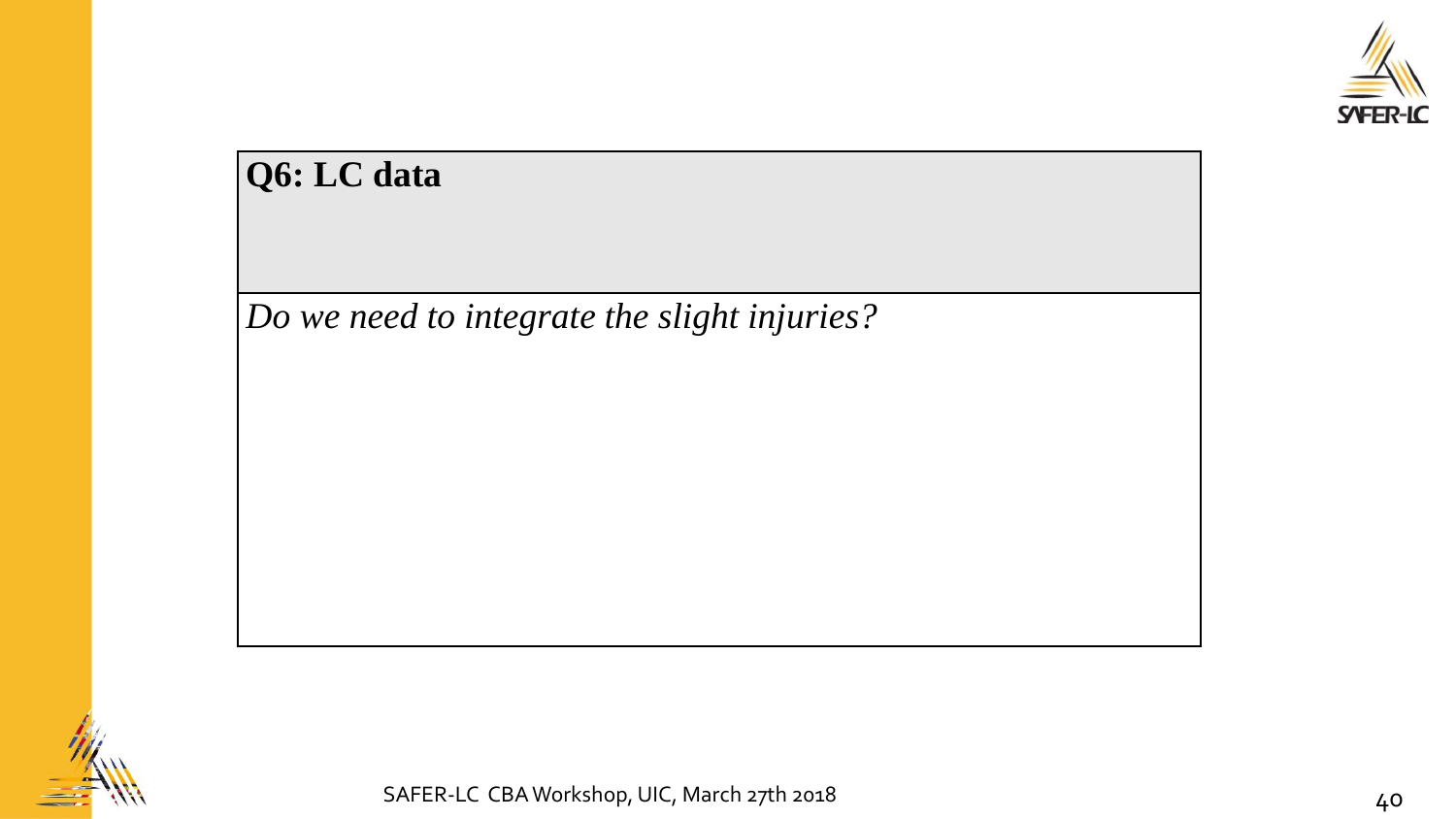## Q6: LC data

*Do we need to integrate the slight injuries?*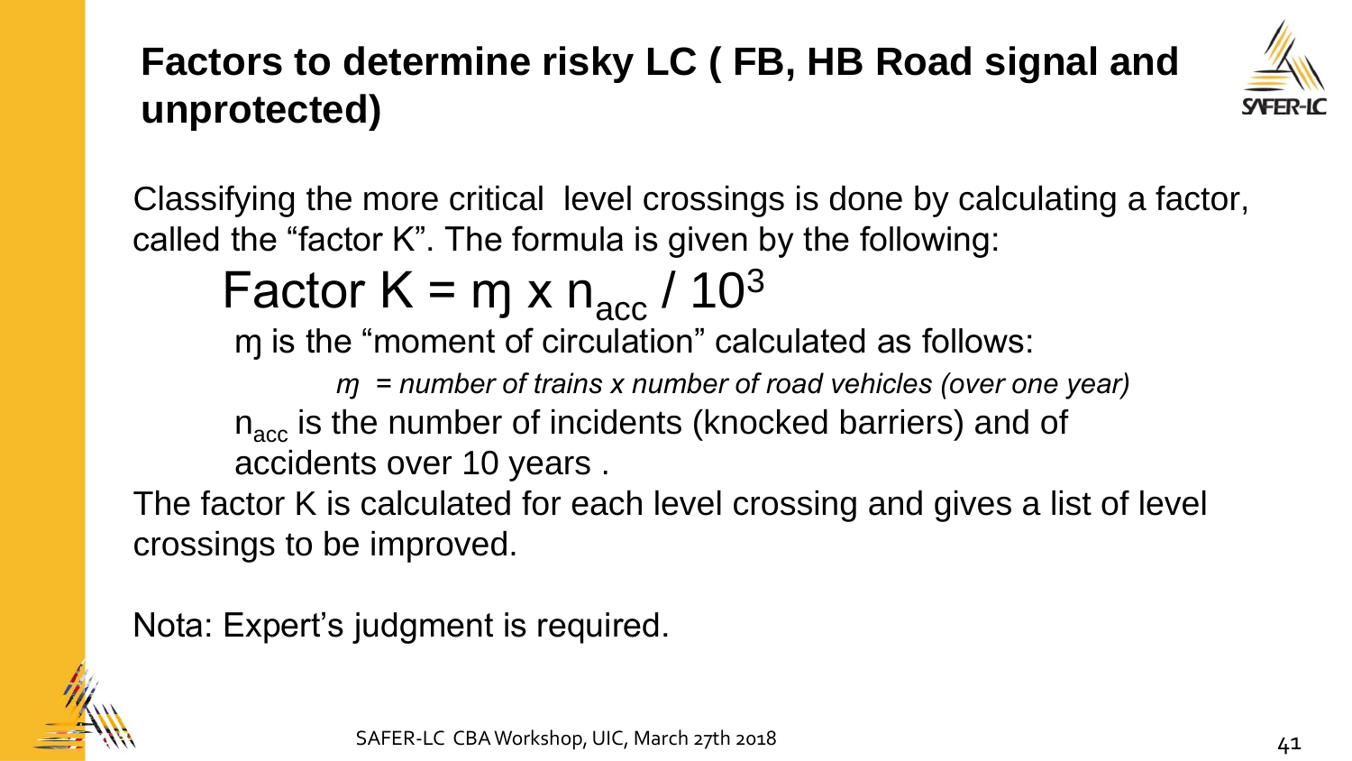# Factors to determine risky LC ( FB, HB Road signal and unprotected)

Classifying the more critical level crossings is done by calculating a factor, called the "factor K". The formula is given by the following:

$$\text{Factor K} = \text{ɱ} \times n_{acc} / 10^3$$

ɱ is the "moment of circulation" calculated as follows:

*ɱ = number of trains x number of road vehicles (over one year)*

$n_{acc}$ is the number of incidents (knocked barriers) and of accidents over 10 years .

The factor K is calculated for each level crossing and gives a list of level crossings to be improved.

Nota: Expert's judgment is required.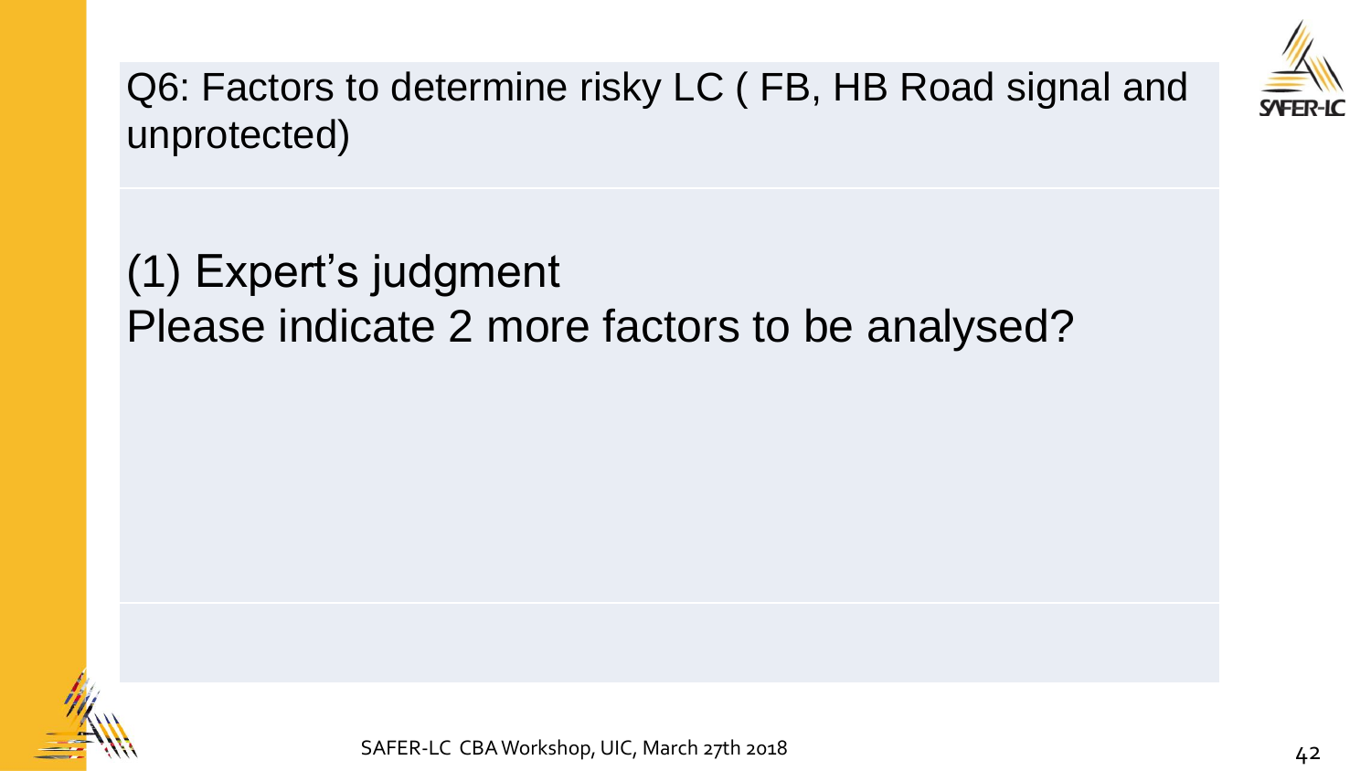# Q6: Factors to determine risky LC ( FB, HB Road signal and unprotected)

(1) Expert's judgment

Please indicate 2 more factors to be analysed?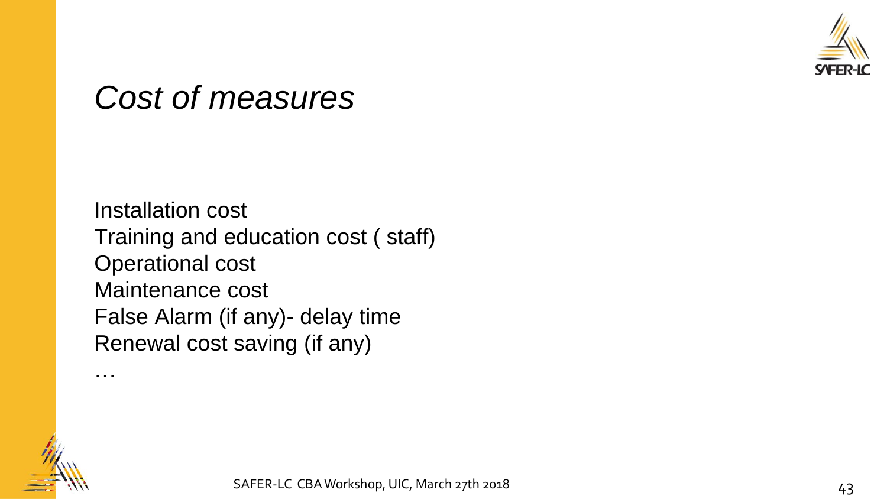# *Cost of measures*

Installation cost
Training and education cost ( staff)
Operational cost
Maintenance cost
False Alarm (if any)- delay time
Renewal cost saving (if any)
…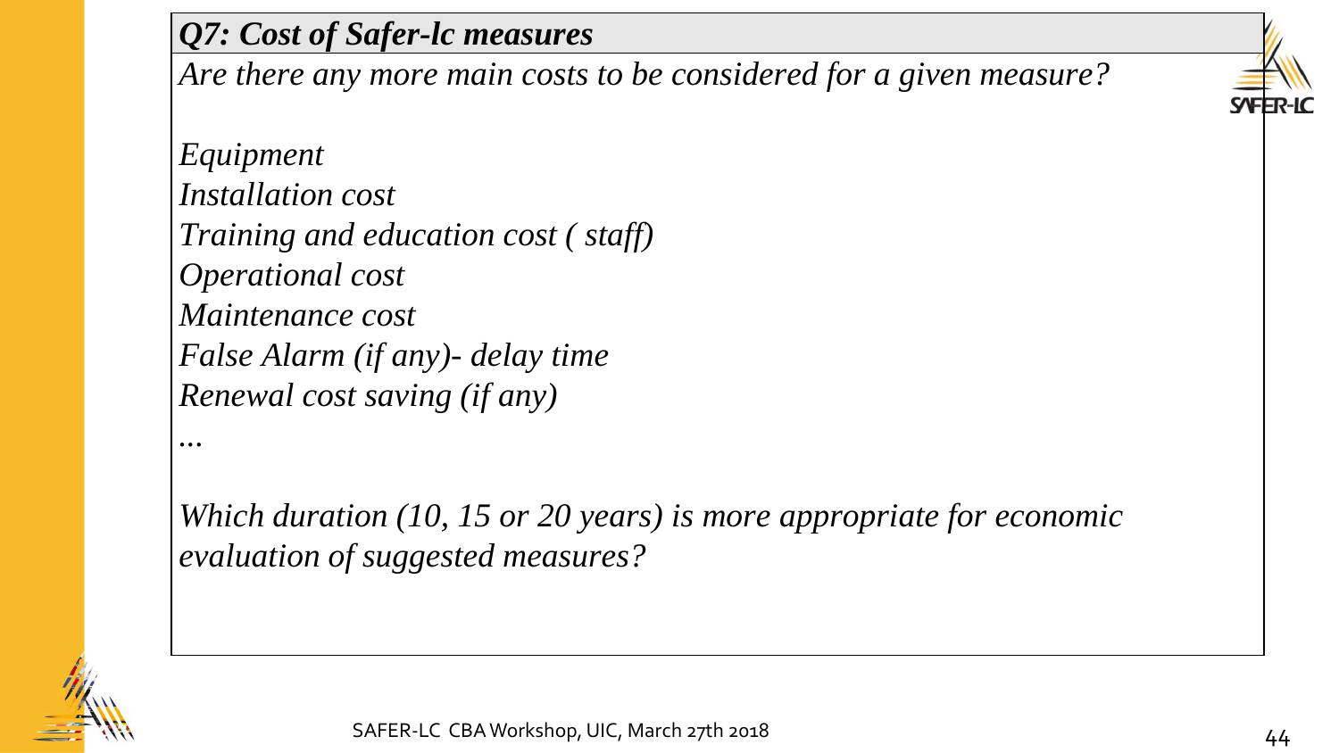## *Q7: Cost of Safer-lc measures*

*Are there any more main costs to be considered for a given measure?*

*Equipment*
*Installation cost*
*Training and education cost ( staff)*
*Operational cost*
*Maintenance cost*
*False Alarm (if any)- delay time*
*Renewal cost saving (if any)*
*...*

*Which duration (10, 15 or 20 years) is more appropriate for economic evaluation of suggested measures?*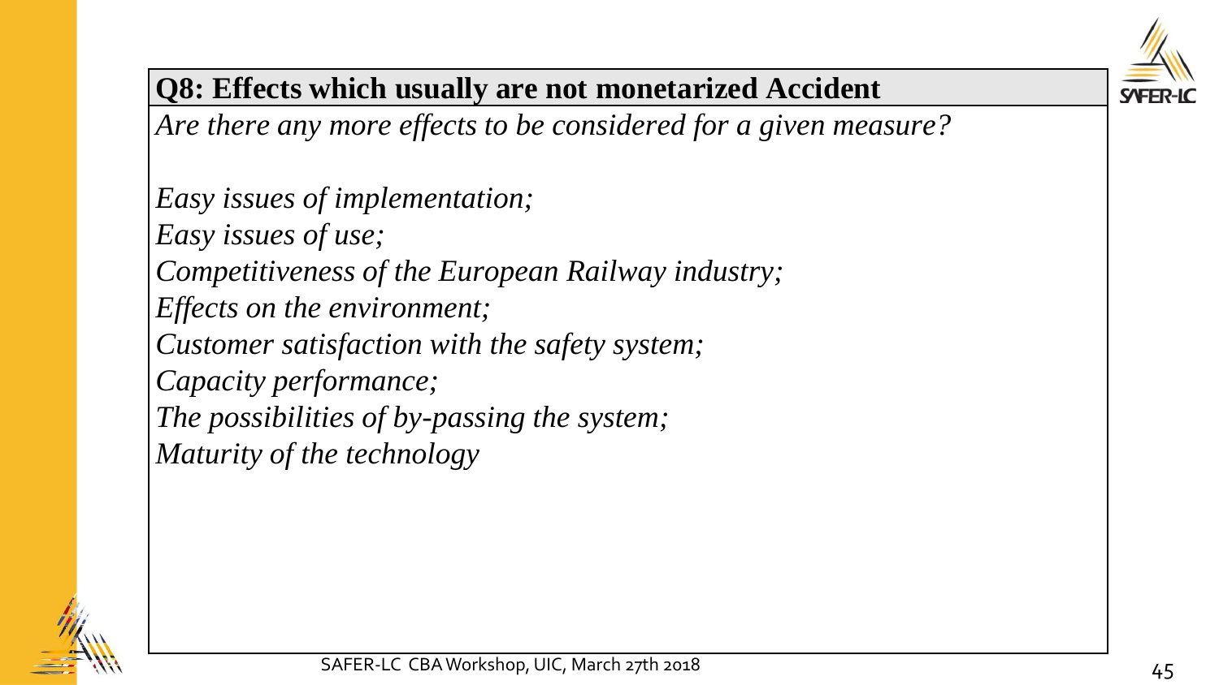## Q8: Effects which usually are not monetarized Accident

*Are there any more effects to be considered for a given measure?*

*Easy issues of implementation;*
*Easy issues of use;*
*Competitiveness of the European Railway industry;*
*Effects on the environment;*
*Customer satisfaction with the safety system;*
*Capacity performance;*
*The possibilities of by-passing the system;*
*Maturity of the technology*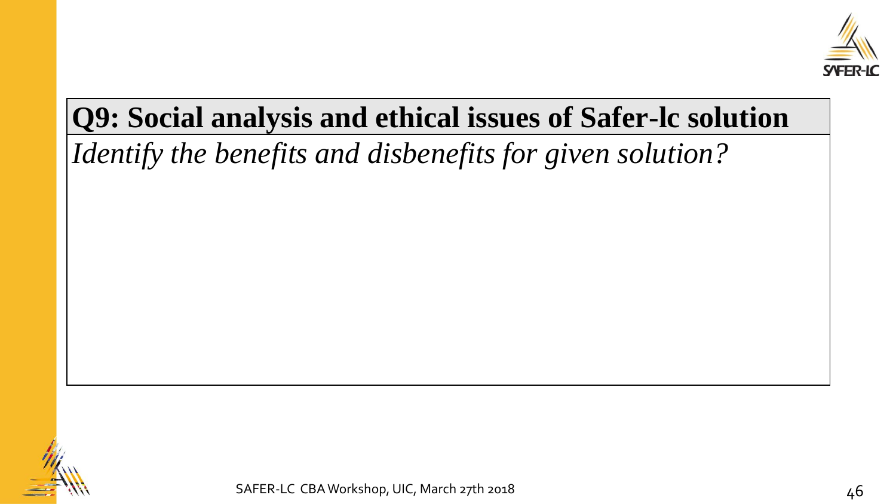## Q9: Social analysis and ethical issues of Safer-lc solution

*Identify the benefits and disbenefits for given solution?*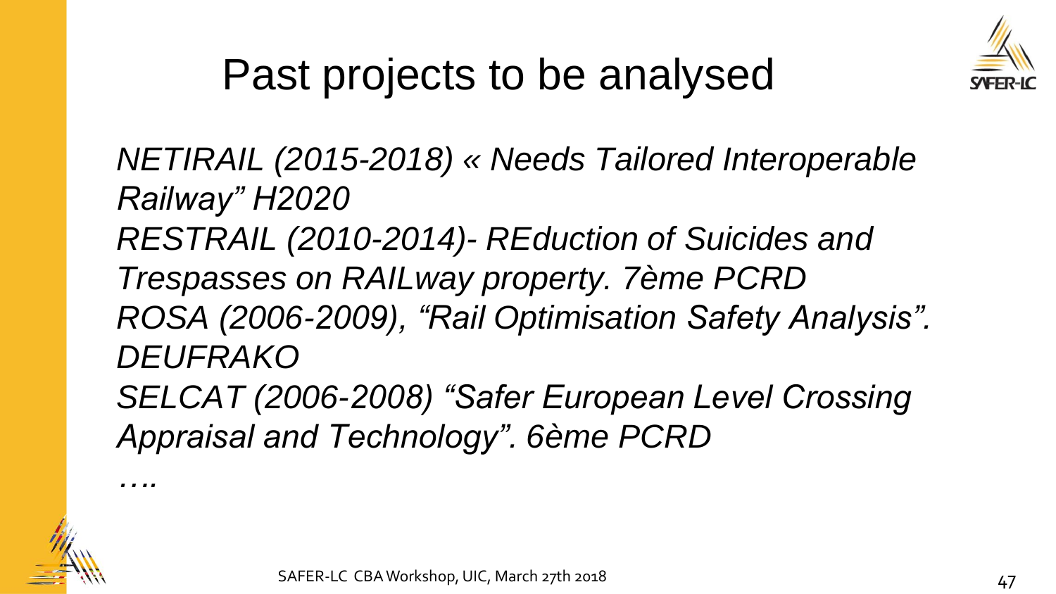# Past projects to be analysed

*NETIRAIL (2015-2018) « Needs Tailored Interoperable Railway" H2020*

*RESTRAIL (2010-2014)- REduction of Suicides and Trespasses on RAILway property. 7ème PCRD*

*ROSA (2006-2009), "Rail Optimisation Safety Analysis". DEUFRAKO*

*SELCAT (2006-2008) "Safer European Level Crossing Appraisal and Technology". 6ème PCRD*

*….*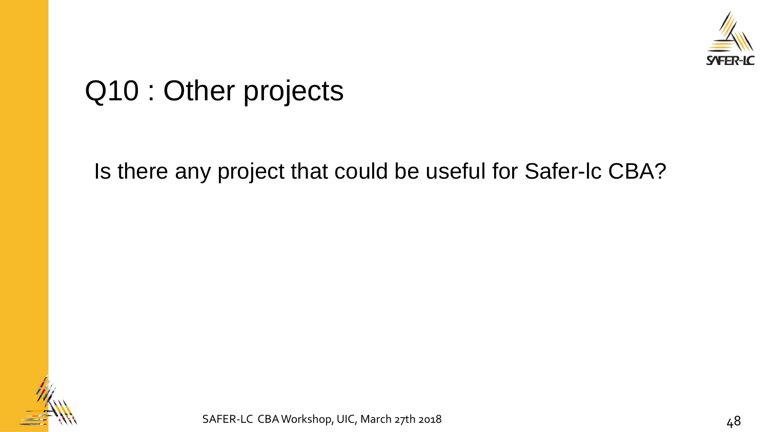# Q10 : Other projects

Is there any project that could be useful for Safer-lc CBA?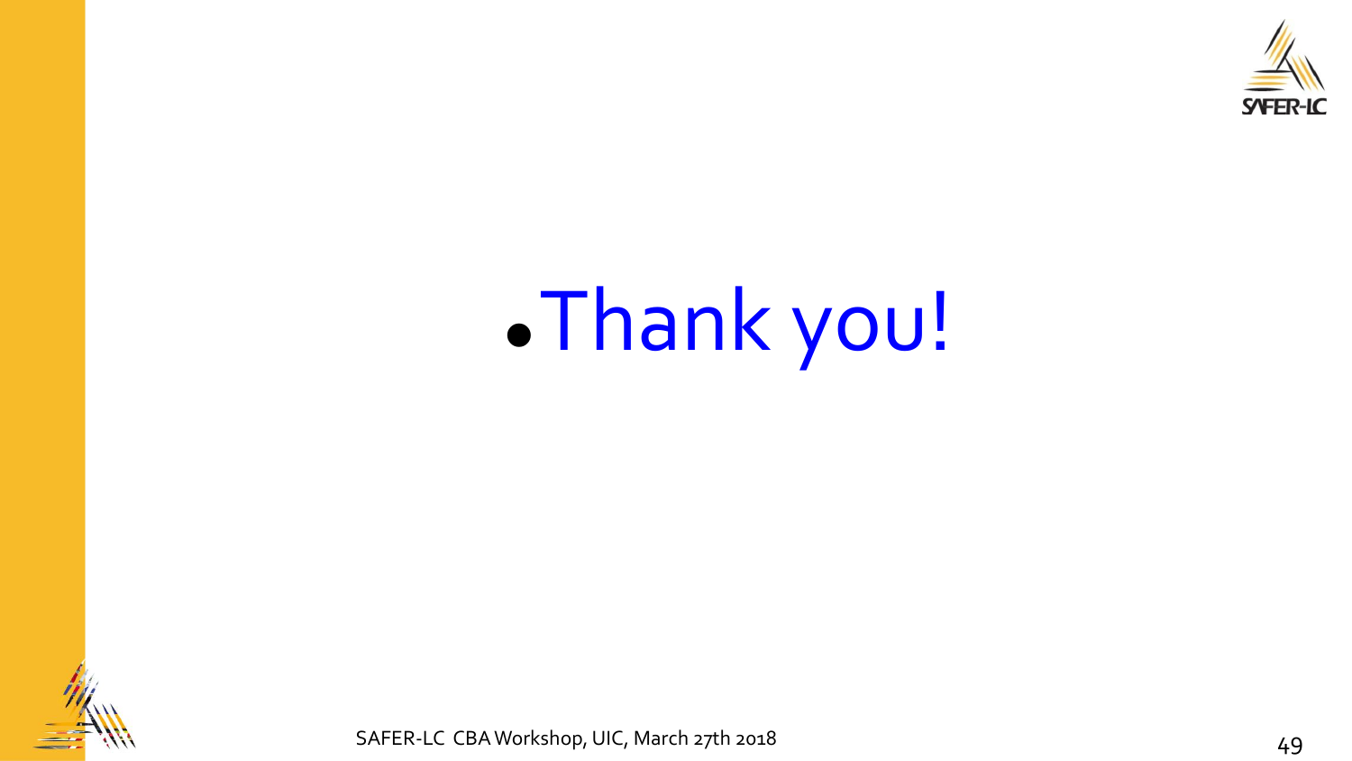- Thank you!